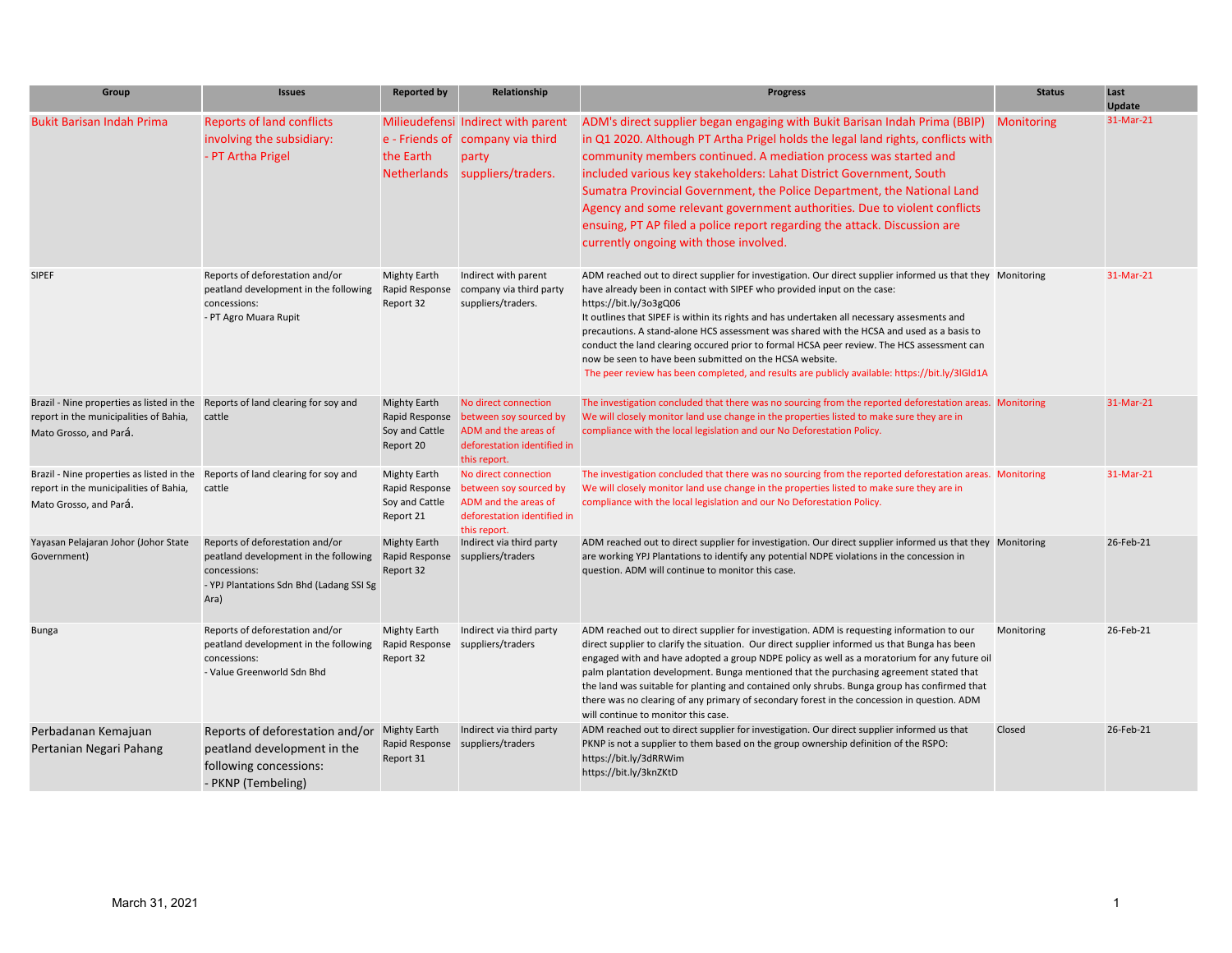| Group | Issues | Reported by | Relationship | Progress | Status | Last Update |
|---|---|---|---|---|---|---|
| Bukit Barisan Indah Prima | Reports of land conflicts involving the subsidiary:<br>- PT Artha Prigel | Milieudefensie - Friends of the Earth Netherlands | Indirect with parent company via third party suppliers/traders. | ADM's direct supplier began engaging with Bukit Barisan Indah Prima (BBIP) in Q1 2020. Although PT Artha Prigel holds the legal land rights, conflicts with community members continued. A mediation process was started and included various key stakeholders: Lahat District Government, South Sumatra Provincial Government, the Police Department, the National Land Agency and some relevant government authorities. Due to violent conflicts ensuing, PT AP filed a police report regarding the attack. Discussion are currently ongoing with those involved. | Monitoring | 31-Mar-21 |
| SIPEF | Reports of deforestation and/or peatland development in the following concessions:<br>- PT Agro Muara Rupit | Mighty Earth Rapid Response Report 32 | Indirect with parent company via third party suppliers/traders. | ADM reached out to direct supplier for investigation. Our direct supplier informed us that they have already been in contact with SIPEF who provided input on the case: https://bit.ly/3o3gQ06<br>It outlines that SIPEF is within its rights and has undertaken all necessary assesments and precautions. A stand-alone HCS assessment was shared with the HCSA and used as a basis to conduct the land clearing occured prior to formal HCSA peer review. The HCS assessment can now be seen to have been submitted on the HCSA website.<br>The peer review has been completed, and results are publicly available: https://bit.ly/3lGld1A | Monitoring | 31-Mar-21 |
| Brazil - Nine properties as listed in the report in the municipalities of Bahia, Mato Grosso, and Pará. | Reports of land clearing for soy and cattle | Mighty Earth Rapid Response Soy and Cattle Report 20 | No direct connection between soy sourced by ADM and the areas of deforestation identified in this report. | The investigation concluded that there was no sourcing from the reported deforestation areas. We will closely monitor land use change in the properties listed to make sure they are in compliance with the local legislation and our No Deforestation Policy. | Monitoring | 31-Mar-21 |
| Brazil - Nine properties as listed in the report in the municipalities of Bahia, Mato Grosso, and Pará. | Reports of land clearing for soy and cattle | Mighty Earth Rapid Response Soy and Cattle Report 21 | No direct connection between soy sourced by ADM and the areas of deforestation identified in this report. | The investigation concluded that there was no sourcing from the reported deforestation areas. We will closely monitor land use change in the properties listed to make sure they are in compliance with the local legislation and our No Deforestation Policy. | Monitoring | 31-Mar-21 |
| Yayasan Pelajaran Johor (Johor State Government) | Reports of deforestation and/or peatland development in the following concessions:<br>- YPJ Plantations Sdn Bhd (Ladang SSI Sg Ara) | Mighty Earth Rapid Response Report 32 | Indirect via third party suppliers/traders | ADM reached out to direct supplier for investigation. Our direct supplier informed us that they are working YPJ Plantations to identify any potential NDPE violations in the concession in question. ADM will continue to monitor this case. | Monitoring | 26-Feb-21 |
| Bunga | Reports of deforestation and/or peatland development in the following concessions:<br>- Value Greenworld Sdn Bhd | Mighty Earth Rapid Response Report 32 | Indirect via third party suppliers/traders | ADM reached out to direct supplier for investigation. ADM is requesting information to our direct supplier to clarify the situation. Our direct supplier informed us that Bunga has been engaged with and have adopted a group NDPE policy as well as a moratorium for any future oil palm plantation development. Bunga mentioned that the purchasing agreement stated that the land was suitable for planting and contained only shrubs. Bunga group has confirmed that there was no clearing of any primary of secondary forest in the concession in question. ADM will continue to monitor this case. | Monitoring | 26-Feb-21 |
| Perbadanan Kemajuan Pertanian Negari Pahang | Reports of deforestation and/or peatland development in the following concessions:<br>- PKNP (Tembeling) | Mighty Earth Rapid Response Report 31 | Indirect via third party suppliers/traders | ADM reached out to direct supplier for investigation. Our direct supplier informed us that PKNP is not a supplier to them based on the group ownership definition of the RSPO: https://bit.ly/3dRRWim<br>https://bit.ly/3knZKtD | Closed | 26-Feb-21 |

March 31, 2021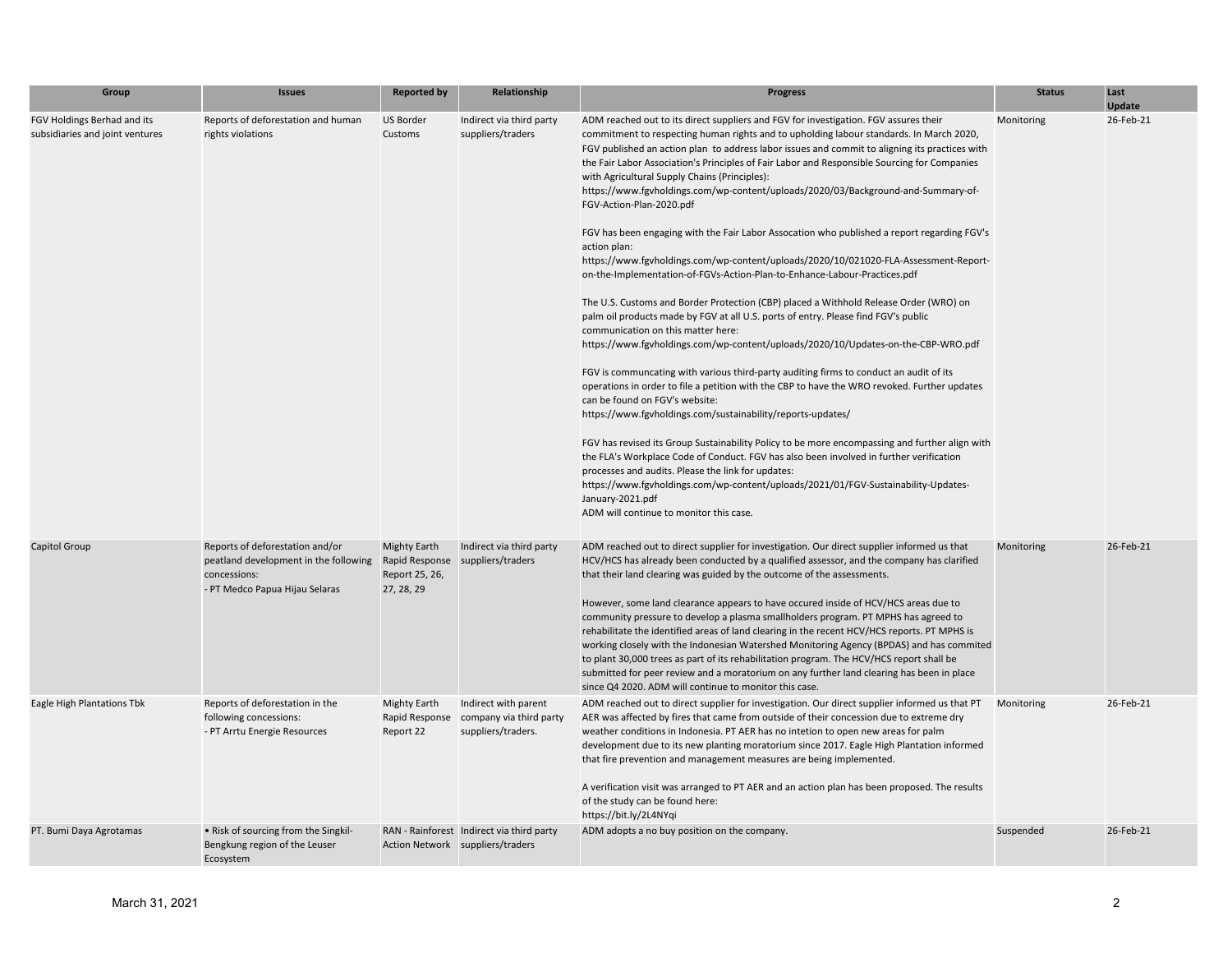| Group | Issues | Reported by | Relationship | Progress | Status | Last Update |
|---|---|---|---|---|---|---|
| FGV Holdings Berhad and its subsidiaries and joint ventures | Reports of deforestation and human rights violations | US Border Customs | Indirect via third party suppliers/traders | ADM reached out to its direct suppliers and FGV for investigation. FGV assures their commitment to respecting human rights and to upholding labour standards. In March 2020, FGV published an action plan to address labor issues and commit to aligning its practices with the Fair Labor Association's Principles of Fair Labor and Responsible Sourcing for Companies with Agricultural Supply Chains (Principles): https://www.fgvholdings.com/wp-content/uploads/2020/03/Background-and-Summary-of-FGV-Action-Plan-2020.pdf<br><br>FGV has been engaging with the Fair Labor Assocation who published a report regarding FGV's action plan: https://www.fgvholdings.com/wp-content/uploads/2020/10/021020-FLA-Assessment-Report-on-the-Implementation-of-FGVs-Action-Plan-to-Enhance-Labour-Practices.pdf<br><br>The U.S. Customs and Border Protection (CBP) placed a Withhold Release Order (WRO) on palm oil products made by FGV at all U.S. ports of entry. Please find FGV's public communication on this matter here: https://www.fgvholdings.com/wp-content/uploads/2020/10/Updates-on-the-CBP-WRO.pdf<br><br>FGV is communcating with various third-party auditing firms to conduct an audit of its operations in order to file a petition with the CBP to have the WRO revoked. Further updates can be found on FGV's website: https://www.fgvholdings.com/sustainability/reports-updates/<br><br>FGV has revised its Group Sustainability Policy to be more encompassing and further align with the FLA's Workplace Code of Conduct. FGV has also been involved in further verification processes and audits. Please the link for updates: https://www.fgvholdings.com/wp-content/uploads/2021/01/FGV-Sustainability-Updates-January-2021.pdf<br>ADM will continue to monitor this case. | Monitoring | 26-Feb-21 |
| Capitol Group | Reports of deforestation and/or peatland development in the following concessions:<br>- PT Medco Papua Hijau Selaras | Mighty Earth Rapid Response Report 25, 26, 27, 28, 29 | Indirect via third party suppliers/traders | ADM reached out to direct supplier for investigation. Our direct supplier informed us that HCV/HCS has already been conducted by a qualified assessor, and the company has clarified that their land clearing was guided by the outcome of the assessments.<br><br>However, some land clearance appears to have occured inside of HCV/HCS areas due to community pressure to develop a plasma smallholders program. PT MPHS has agreed to rehabilitate the identified areas of land clearing in the recent HCV/HCS reports. PT MPHS is working closely with the Indonesian Watershed Monitoring Agency (BPDAS) and has commited to plant 30,000 trees as part of its rehabilitation program. The HCV/HCS report shall be submitted for peer review and a moratorium on any further land clearing has been in place since Q4 2020. ADM will continue to monitor this case. | Monitoring | 26-Feb-21 |
| Eagle High Plantations Tbk | Reports of deforestation in the following concessions:<br>- PT Arrtu Energie Resources | Mighty Earth Rapid Response Report 22 | Indirect with parent company via third party suppliers/traders. | ADM reached out to direct supplier for investigation. Our direct supplier informed us that PT AER was affected by fires that came from outside of their concession due to extreme dry weather conditions in Indonesia. PT AER has no intetion to open new areas for palm development due to its new planting moratorium since 2017. Eagle High Plantation informed that fire prevention and management measures are being implemented.<br><br>A verification visit was arranged to PT AER and an action plan has been proposed. The results of the study can be found here: https://bit.ly/2L4NYqi | Monitoring | 26-Feb-21 |
| PT. Bumi Daya Agrotamas | • Risk of sourcing from the Singkil-Bengkung region of the Leuser Ecosystem | RAN - Rainforest Action Network | Indirect via third party suppliers/traders | ADM adopts a no buy position on the company. | Suspended | 26-Feb-21 |

March 31, 2021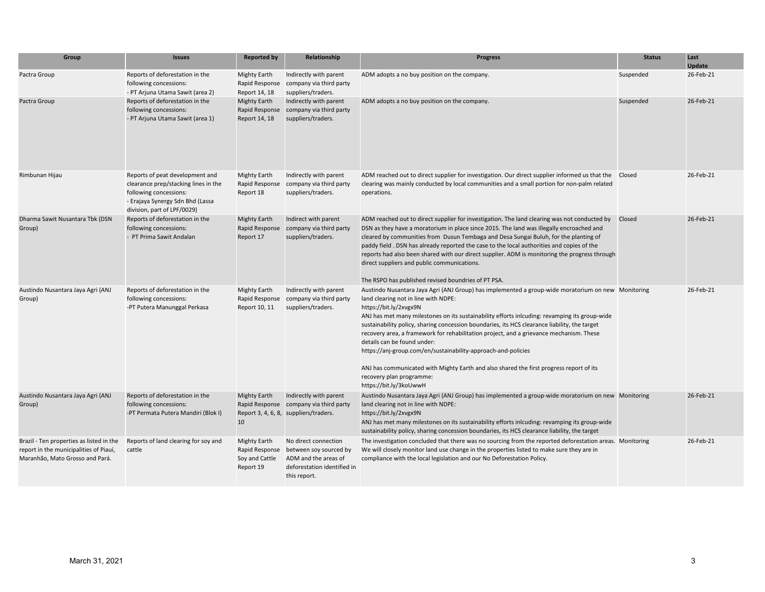| Group | Issues | Reported by | Relationship | Progress | Status | Last Update |
| --- | --- | --- | --- | --- | --- | --- |
| Pactra Group | Reports of deforestation in the following concessions:<br>- PT Arjuna Utama Sawit (area 2) | Mighty Earth Rapid Response Report 14, 18 | Indirectly with parent company via third party suppliers/traders. | ADM adopts a no buy position on the company. | Suspended | 26-Feb-21 |
| Pactra Group | Reports of deforestation in the following concessions:<br>- PT Arjuna Utama Sawit (area 1) | Mighty Earth Rapid Response Report 14, 18 | Indirectly with parent company via third party suppliers/traders. | ADM adopts a no buy position on the company. | Suspended | 26-Feb-21 |
| Rimbunan Hijau | Reports of peat development and clearance prep/stacking lines in the following concessions:<br>- Erajaya Synergy Sdn Bhd (Lassa division, part of LPF/0029) | Mighty Earth Rapid Response Report 18 | Indirectly with parent company via third party suppliers/traders. | ADM reached out to direct supplier for investigation. Our direct supplier informed us that the clearing was mainly conducted by local communities and a small portion for non-palm related operations. | Closed | 26-Feb-21 |
| Dharma Sawit Nusantara Tbk (DSN Group) | Reports of deforestation in the following concessions:<br>- PT Prima Sawit Andalan | Mighty Earth Rapid Response Report 17 | Indirect with parent company via third party suppliers/traders. | ADM reached out to direct supplier for investigation. The land clearing was not conducted by DSN as they have a moratorium in place since 2015. The land was illegally encroached and cleared by communities from Dusun Tembaga and Desa Sungai Buluh, for the planting of paddy field . DSN has already reported the case to the local authorities and copies of the reports had also been shared with our direct supplier. ADM is monitoring the progress through direct suppliers and public communications.<br><br>The RSPO has published revised boundries of PT PSA. | Closed | 26-Feb-21 |
| Austindo Nusantara Jaya Agri (ANJ Group) | Reports of deforestation in the following concessions:<br>-PT Putera Manunggal Perkasa | Mighty Earth Rapid Response Report 10, 11 | Indirectly with parent company via third party suppliers/traders. | Austindo Nusantara Jaya Agri (ANJ Group) has implemented a group-wide moratorium on new land clearing not in line with NDPE:<br>https://bit.ly/2xvgx9N<br>ANJ has met many milestones on its sustainability efforts inlcuding: revamping its group-wide sustainability policy, sharing concession boundaries, its HCS clearance liability, the target recovery area, a framework for rehabilitation project, and a grievance mechanism. These details can be found under:<br>https://anj-group.com/en/sustainability-approach-and-policies<br><br>ANJ has communicated with Mighty Earth and also shared the first progress report of its recovery plan programme:<br>https://bit.ly/3koUwwH | Monitoring | 26-Feb-21 |
| Austindo Nusantara Jaya Agri (ANJ Group) | Reports of deforestation in the following concessions:<br>-PT Permata Putera Mandiri (Blok I) | Mighty Earth Rapid Response Report 3, 4, 6, 8, 10 | Indirectly with parent company via third party suppliers/traders. | Austindo Nusantara Jaya Agri (ANJ Group) has implemented a group-wide moratorium on new land clearing not in line with NDPE:<br>https://bit.ly/2xvgx9N<br>ANJ has met many milestones on its sustainability efforts inlcuding: revamping its group-wide sustainability policy, sharing concession boundaries, its HCS clearance liability, the target | Monitoring | 26-Feb-21 |
| Brazil - Ten properties as listed in the report in the municipalities of Piauí, Maranhão, Mato Grosso and Pará. | Reports of land clearing for soy and cattle | Mighty Earth Rapid Response Soy and Cattle Report 19 | No direct connection between soy sourced by ADM and the areas of deforestation identified in this report. | The investigation concluded that there was no sourcing from the reported deforestation areas. We will closely monitor land use change in the properties listed to make sure they are in compliance with the local legislation and our No Deforestation Policy. | Monitoring | 26-Feb-21 |

March 31, 2021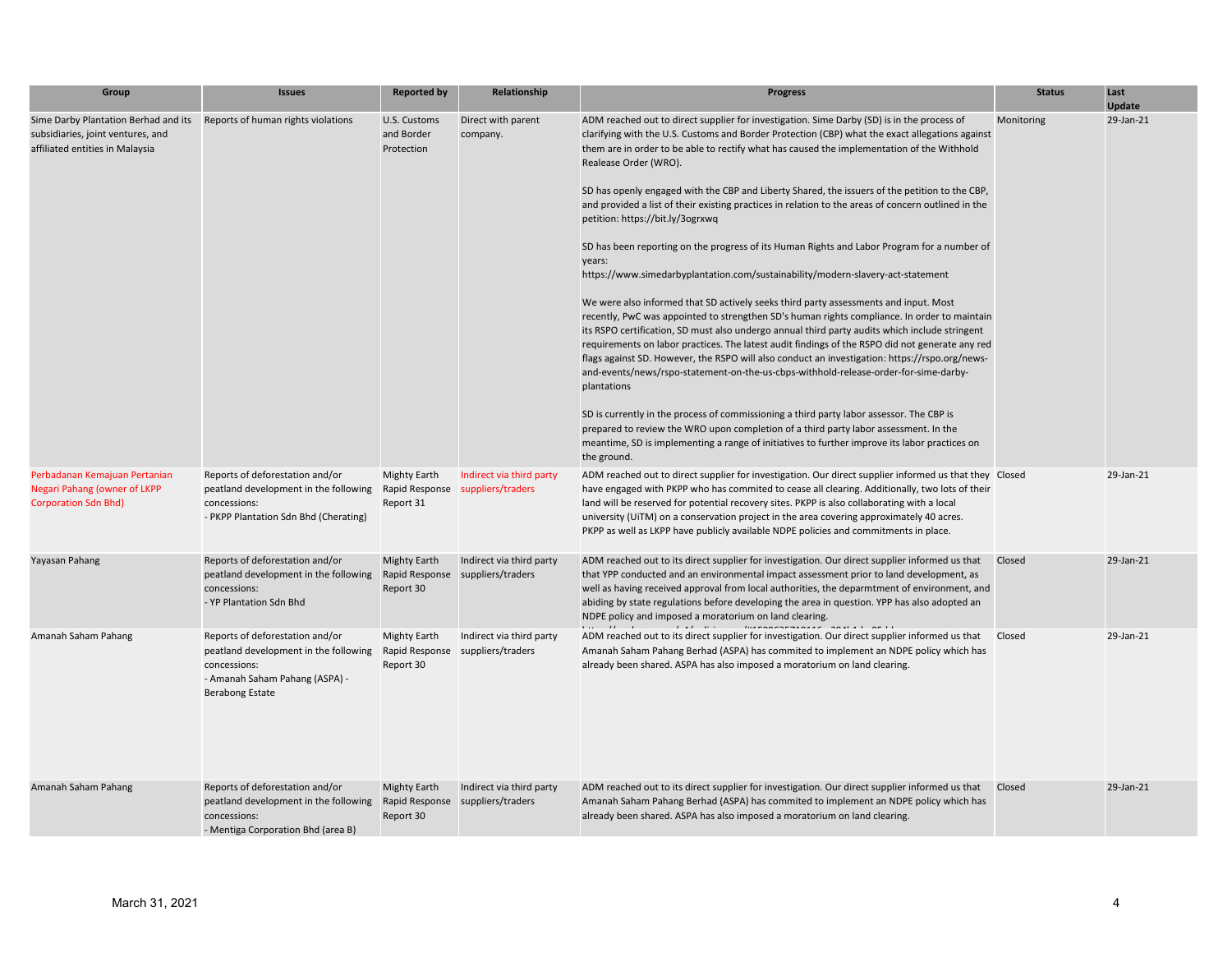| Group | Issues | Reported by | Relationship | Progress | Status | Last Update |
|---|---|---|---|---|---|---|
| Sime Darby Plantation Berhad and its subsidiaries, joint ventures, and affiliated entities in Malaysia | Reports of human rights violations | U.S. Customs and Border Protection | Direct with parent company. | ADM reached out to direct supplier for investigation. Sime Darby (SD) is in the process of clarifying with the U.S. Customs and Border Protection (CBP) what the exact allegations against them are in order to be able to rectify what has caused the implementation of the Withhold Realease Order (WRO).<br><br>SD has openly engaged with the CBP and Liberty Shared, the issuers of the petition to the CBP, and provided a list of their existing practices in relation to the areas of concern outlined in the petition: https://bit.ly/3ogrxwq<br><br>SD has been reporting on the progress of its Human Rights and Labor Program for a number of years:<br>https://www.simedarbyplantation.com/sustainability/modern-slavery-act-statement<br><br>We were also informed that SD actively seeks third party assessments and input. Most recently, PwC was appointed to strengthen SD's human rights compliance. In order to maintain its RSPO certification, SD must also undergo annual third party audits which include stringent requirements on labor practices. The latest audit findings of the RSPO did not generate any red flags against SD. However, the RSPO will also conduct an investigation: https://rspo.org/news-and-events/news/rspo-statement-on-the-us-cbps-withhold-release-order-for-sime-darby-plantations<br><br>SD is currently in the process of commissioning a third party labor assessor. The CBP is prepared to review the WRO upon completion of a third party labor assessment. In the meantime, SD is implementing a range of initiatives to further improve its labor practices on the ground. | Monitoring | 29-Jan-21 |
| Perbadanan Kemajuan Pertanian Negari Pahang (owner of LKPP Corporation Sdn Bhd) | Reports of deforestation and/or peatland development in the following concessions:<br>- PKPP Plantation Sdn Bhd (Cherating) | Mighty Earth Rapid Response Report 31 | Indirect via third party suppliers/traders | ADM reached out to direct supplier for investigation. Our direct supplier informed us that they have engaged with PKPP who has commited to cease all clearing. Additionally, two lots of their land will be reserved for potential recovery sites. PKPP is also collaborating with a local university (UiTM) on a conservation project in the area covering approximately 40 acres.<br>PKPP as well as LKPP have publicly available NDPE policies and commitments in place. | Closed | 29-Jan-21 |
| Yayasan Pahang | Reports of deforestation and/or peatland development in the following concessions:<br>- YP Plantation Sdn Bhd | Mighty Earth Rapid Response Report 30 | Indirect via third party suppliers/traders | ADM reached out to its direct supplier for investigation. Our direct supplier informed us that that YPP conducted and an environmental impact assessment prior to land development, as well as having received approval from local authorities, the deparmtment of environment, and abiding by state regulations before developing the area in question. YPP has also adopted an NDPE policy and imposed a moratorium on land clearing. | Closed | 29-Jan-21 |
| Amanah Saham Pahang | Reports of deforestation and/or peatland development in the following concessions:<br>- Amanah Saham Pahang (ASPA) - Berabong Estate | Mighty Earth Rapid Response Report 30 | Indirect via third party suppliers/traders | ADM reached out to its direct supplier for investigation. Our direct supplier informed us that Amanah Saham Pahang Berhad (ASPA) has commited to implement an NDPE policy which has already been shared. ASPA has also imposed a moratorium on land clearing. | Closed | 29-Jan-21 |
| Amanah Saham Pahang | Reports of deforestation and/or peatland development in the following concessions:<br>- Mentiga Corporation Bhd (area B) | Mighty Earth Rapid Response Report 30 | Indirect via third party suppliers/traders | ADM reached out to its direct supplier for investigation. Our direct supplier informed us that Amanah Saham Pahang Berhad (ASPA) has commited to implement an NDPE policy which has already been shared. ASPA has also imposed a moratorium on land clearing. | Closed | 29-Jan-21 |

March 31, 2021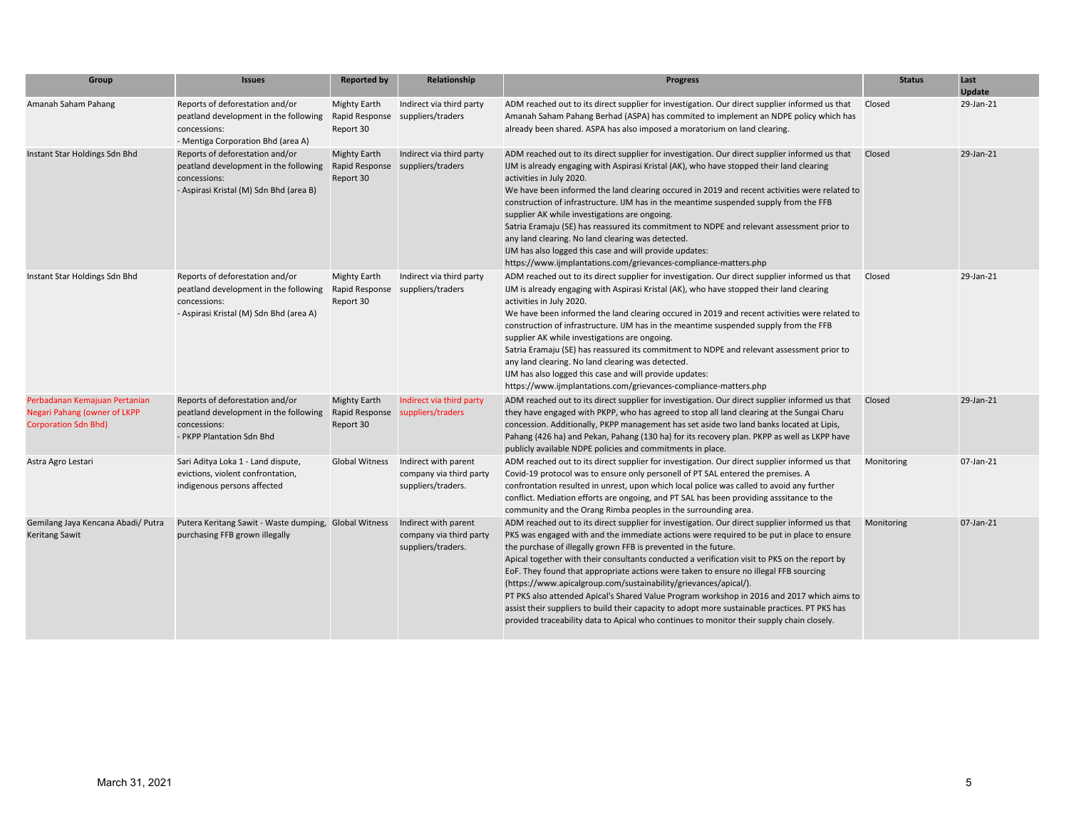| Group | Issues | Reported by | Relationship | Progress | Status | Last Update |
|---|---|---|---|---|---|---|
| Amanah Saham Pahang | Reports of deforestation and/or peatland development in the following concessions:<br>- Mentiga Corporation Bhd (area A) | Mighty Earth Rapid Response Report 30 | Indirect via third party suppliers/traders | ADM reached out to its direct supplier for investigation. Our direct supplier informed us that Amanah Saham Pahang Berhad (ASPA) has commited to implement an NDPE policy which has already been shared. ASPA has also imposed a moratorium on land clearing. | Closed | 29-Jan-21 |
| Instant Star Holdings Sdn Bhd | Reports of deforestation and/or peatland development in the following concessions:<br>- Aspirasi Kristal (M) Sdn Bhd (area B) | Mighty Earth Rapid Response Report 30 | Indirect via third party suppliers/traders | ADM reached out to its direct supplier for investigation. Our direct supplier informed us that IJM is already engaging with Aspirasi Kristal (AK), who have stopped their land clearing activities in July 2020.<br>We have been informed the land clearing occured in 2019 and recent activities were related to construction of infrastructure. IJM has in the meantime suspended supply from the FFB supplier AK while investigations are ongoing.<br>Satria Eramaju (SE) has reassured its commitment to NDPE and relevant assessment prior to any land clearing. No land clearing was detected.<br>IJM has also logged this case and will provide updates:<br>https://www.ijmplantations.com/grievances-compliance-matters.php | Closed | 29-Jan-21 |
| Instant Star Holdings Sdn Bhd | Reports of deforestation and/or peatland development in the following concessions:<br>- Aspirasi Kristal (M) Sdn Bhd (area A) | Mighty Earth Rapid Response Report 30 | Indirect via third party suppliers/traders | ADM reached out to its direct supplier for investigation. Our direct supplier informed us that IJM is already engaging with Aspirasi Kristal (AK), who have stopped their land clearing activities in July 2020.<br>We have been informed the land clearing occured in 2019 and recent activities were related to construction of infrastructure. IJM has in the meantime suspended supply from the FFB supplier AK while investigations are ongoing.<br>Satria Eramaju (SE) has reassured its commitment to NDPE and relevant assessment prior to any land clearing. No land clearing was detected.<br>IJM has also logged this case and will provide updates:<br>https://www.ijmplantations.com/grievances-compliance-matters.php | Closed | 29-Jan-21 |
| Perbadanan Kemajuan Pertanian Negari Pahang (owner of LKPP Corporation Sdn Bhd) | Reports of deforestation and/or peatland development in the following concessions:<br>- PKPP Plantation Sdn Bhd | Mighty Earth Rapid Response Report 30 | Indirect via third party suppliers/traders | ADM reached out to its direct supplier for investigation. Our direct supplier informed us that they have engaged with PKPP, who has agreed to stop all land clearing at the Sungai Charu concession. Additionally, PKPP management has set aside two land banks located at Lipis, Pahang (426 ha) and Pekan, Pahang (130 ha) for its recovery plan. PKPP as well as LKPP have publicly available NDPE policies and commitments in place. | Closed | 29-Jan-21 |
| Astra Agro Lestari | Sari Aditya Loka 1 - Land dispute, evictions, violent confrontation, indigenous persons affected | Global Witness | Indirect with parent company via third party suppliers/traders. | ADM reached out to its direct supplier for investigation. Our direct supplier informed us that Covid-19 protocol was to ensure only personell of PT SAL entered the premises. A confrontation resulted in unrest, upon which local police was called to avoid any further conflict. Mediation efforts are ongoing, and PT SAL has been providing asssitance to the community and the Orang Rimba peoples in the surrounding area. | Monitoring | 07-Jan-21 |
| Gemilang Jaya Kencana Abadi/ Putra Keritang Sawit | Putera Keritang Sawit - Waste dumping, purchasing FFB grown illegally | Global Witness | Indirect with parent company via third party suppliers/traders. | ADM reached out to its direct supplier for investigation. Our direct supplier informed us that PKS was engaged with and the immediate actions were required to be put in place to ensure the purchase of illegally grown FFB is prevented in the future.<br>Apical together with their consultants conducted a verification visit to PKS on the report by EoF. They found that appropriate actions were taken to ensure no illegal FFB sourcing (https://www.apicalgroup.com/sustainability/grievances/apical/).<br>PT PKS also attended Apical's Shared Value Program workshop in 2016 and 2017 which aims to assist their suppliers to build their capacity to adopt more sustainable practices. PT PKS has provided traceability data to Apical who continues to monitor their supply chain closely. | Monitoring | 07-Jan-21 |

March 31, 2021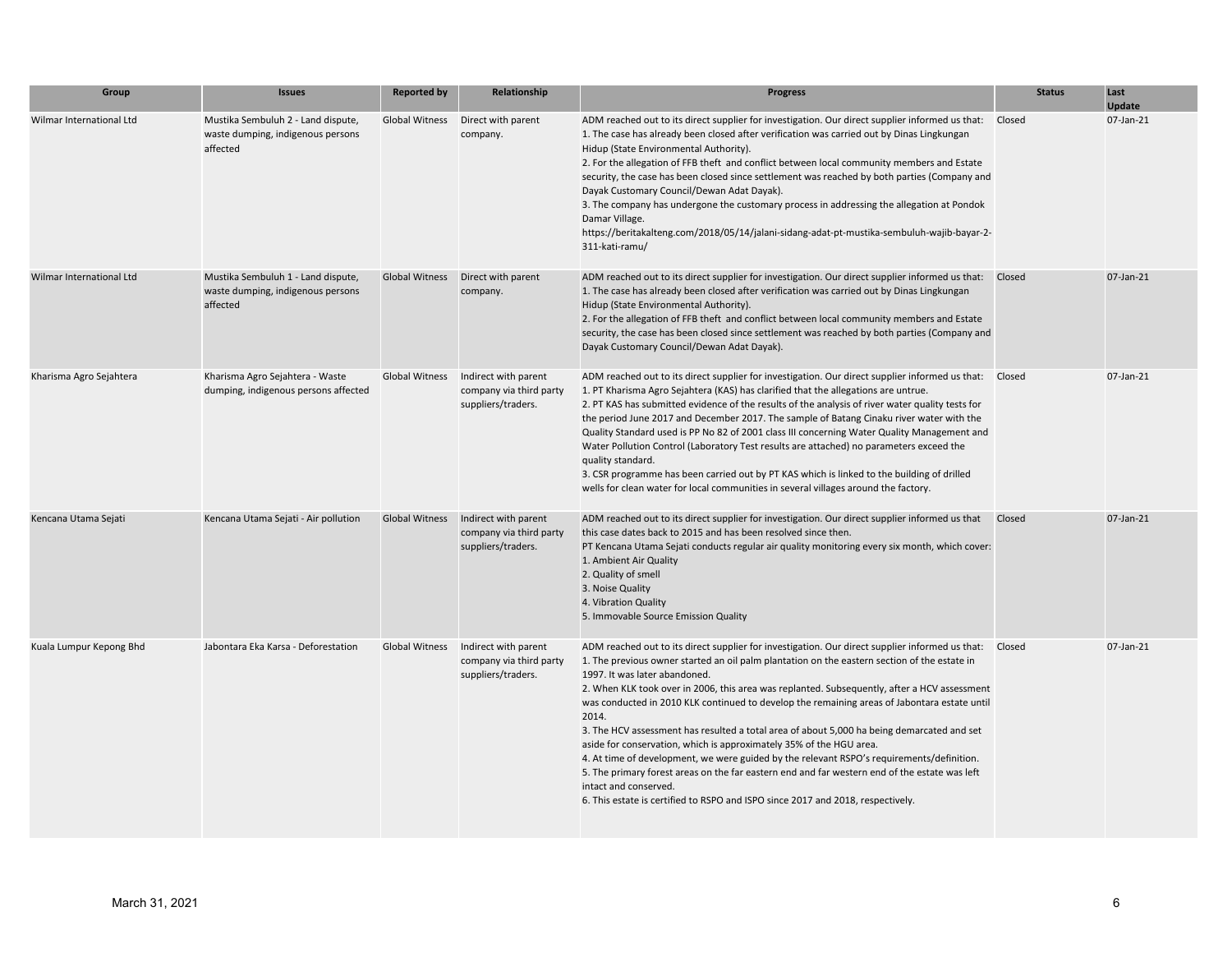| Group | Issues | Reported by | Relationship | Progress | Status | Last Update |
|---|---|---|---|---|---|---|
| Wilmar International Ltd | Mustika Sembuluh 2 - Land dispute, waste dumping, indigenous persons affected | Global Witness | Direct with parent company. | ADM reached out to its direct supplier for investigation. Our direct supplier informed us that:<br>1. The case has already been closed after verification was carried out by Dinas Lingkungan Hidup (State Environmental Authority).<br>2. For the allegation of FFB theft and conflict between local community members and Estate security, the case has been closed since settlement was reached by both parties (Company and Dayak Customary Council/Dewan Adat Dayak).<br>3. The company has undergone the customary process in addressing the allegation at Pondok Damar Village.<br>https://beritakalteng.com/2018/05/14/jalani-sidang-adat-pt-mustika-sembuluh-wajib-bayar-2-311-kati-ramu/ | Closed | 07-Jan-21 |
| Wilmar International Ltd | Mustika Sembuluh 1 - Land dispute, waste dumping, indigenous persons affected | Global Witness | Direct with parent company. | ADM reached out to its direct supplier for investigation. Our direct supplier informed us that:<br>1. The case has already been closed after verification was carried out by Dinas Lingkungan Hidup (State Environmental Authority).<br>2. For the allegation of FFB theft and conflict between local community members and Estate security, the case has been closed since settlement was reached by both parties (Company and Dayak Customary Council/Dewan Adat Dayak). | Closed | 07-Jan-21 |
| Kharisma Agro Sejahtera | Kharisma Agro Sejahtera - Waste dumping, indigenous persons affected | Global Witness | Indirect with parent company via third party suppliers/traders. | ADM reached out to its direct supplier for investigation. Our direct supplier informed us that:<br>1. PT Kharisma Agro Sejahtera (KAS) has clarified that the allegations are untrue.<br>2. PT KAS has submitted evidence of the results of the analysis of river water quality tests for the period June 2017 and December 2017. The sample of Batang Cinaku river water with the Quality Standard used is PP No 82 of 2001 class III concerning Water Quality Management and Water Pollution Control (Laboratory Test results are attached) no parameters exceed the quality standard.<br>3. CSR programme has been carried out by PT KAS which is linked to the building of drilled wells for clean water for local communities in several villages around the factory. | Closed | 07-Jan-21 |
| Kencana Utama Sejati | Kencana Utama Sejati - Air pollution | Global Witness | Indirect with parent company via third party suppliers/traders. | ADM reached out to its direct supplier for investigation. Our direct supplier informed us that this case dates back to 2015 and has been resolved since then.<br>PT Kencana Utama Sejati conducts regular air quality monitoring every six month, which cover:<br>1. Ambient Air Quality<br>2. Quality of smell<br>3. Noise Quality<br>4. Vibration Quality<br>5. Immovable Source Emission Quality | Closed | 07-Jan-21 |
| Kuala Lumpur Kepong Bhd | Jabontara Eka Karsa - Deforestation | Global Witness | Indirect with parent company via third party suppliers/traders. | ADM reached out to its direct supplier for investigation. Our direct supplier informed us that:<br>1. The previous owner started an oil palm plantation on the eastern section of the estate in 1997. It was later abandoned.<br>2. When KLK took over in 2006, this area was replanted. Subsequently, after a HCV assessment was conducted in 2010 KLK continued to develop the remaining areas of Jabontara estate until 2014.<br>3. The HCV assessment has resulted a total area of about 5,000 ha being demarcated and set aside for conservation, which is approximately 35% of the HGU area.<br>4. At time of development, we were guided by the relevant RSPO's requirements/definition.<br>5. The primary forest areas on the far eastern end and far western end of the estate was left intact and conserved.<br>6. This estate is certified to RSPO and ISPO since 2017 and 2018, respectively. | Closed | 07-Jan-21 |

March 31, 2021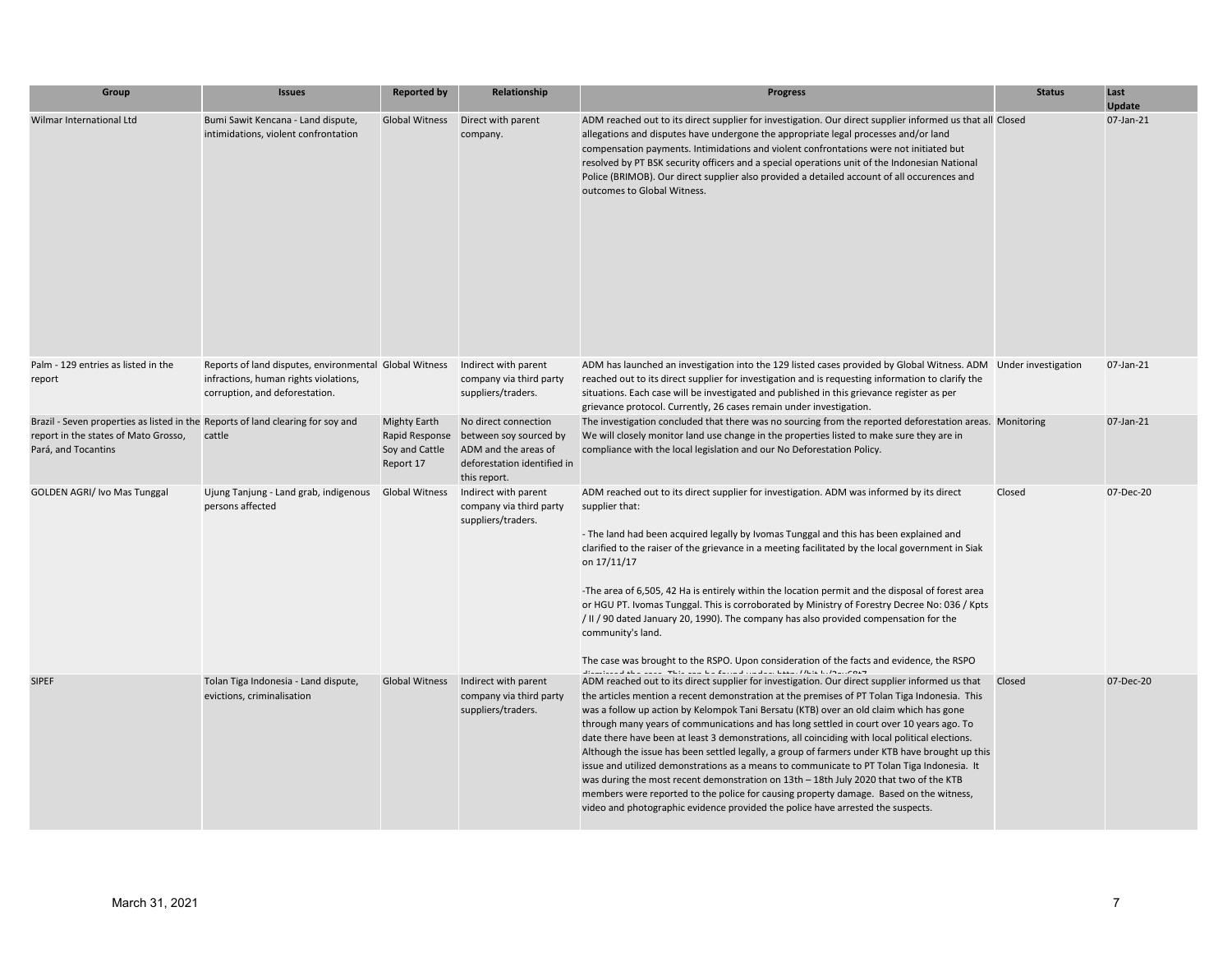| Group | Issues | Reported by | Relationship | Progress | Status | Last Update |
|---|---|---|---|---|---|---|
| Wilmar International Ltd | Bumi Sawit Kencana - Land dispute, intimidations, violent confrontation | Global Witness | Direct with parent company. | ADM reached out to its direct supplier for investigation. Our direct supplier informed us that all allegations and disputes have undergone the appropriate legal processes and/or land compensation payments. Intimidations and violent confrontations were not initiated but resolved by PT BSK security officers and a special operations unit of the Indonesian National Police (BRIMOB). Our direct supplier also provided a detailed account of all occurences and outcomes to Global Witness. | Closed | 07-Jan-21 |
| Palm - 129 entries as listed in the report | Reports of land disputes, environmental infractions, human rights violations, corruption, and deforestation. | Global Witness | Indirect with parent company via third party suppliers/traders. | ADM has launched an investigation into the 129 listed cases provided by Global Witness. ADM reached out to its direct supplier for investigation and is requesting information to clarify the situations. Each case will be investigated and published in this grievance register as per grievance protocol. Currently, 26 cases remain under investigation. | Under investigation | 07-Jan-21 |
| Brazil - Seven properties as listed in the report in the states of Mato Grosso, Pará, and Tocantins | Reports of land clearing for soy and cattle | Mighty Earth Rapid Response Soy and Cattle Report 17 | No direct connection between soy sourced by ADM and the areas of deforestation identified in this report. | The investigation concluded that there was no sourcing from the reported deforestation areas. We will closely monitor land use change in the properties listed to make sure they are in compliance with the local legislation and our No Deforestation Policy. | Monitoring | 07-Jan-21 |
| GOLDEN AGRI/ Ivo Mas Tunggal | Ujung Tanjung - Land grab, indigenous persons affected | Global Witness | Indirect with parent company via third party suppliers/traders. | ADM reached out to its direct supplier for investigation. ADM was informed by its direct supplier that:<br><br>- The land had been acquired legally by Ivomas Tunggal and this has been explained and clarified to the raiser of the grievance in a meeting facilitated by the local government in Siak on 17/11/17<br><br>-The area of 6,505, 42 Ha is entirely within the location permit and the disposal of forest area or HGU PT. Ivomas Tunggal. This is corroborated by Ministry of Forestry Decree No: 036 / Kpts / II / 90 dated January 20, 1990). The company has also provided compensation for the community's land.<br><br>The case was brought to the RSPO. Upon consideration of the facts and evidence, the RSPO dismissed the case. This can be found under: http://bit.ly/2... | Closed | 07-Dec-20 |
| SIPEF | Tolan Tiga Indonesia - Land dispute, evictions, criminalisation | Global Witness | Indirect with parent company via third party suppliers/traders. | ADM reached out to its direct supplier for investigation. Our direct supplier informed us that the articles mention a recent demonstration at the premises of PT Tolan Tiga Indonesia. This was a follow up action by Kelompok Tani Bersatu (KTB) over an old claim which has gone through many years of communications and has long settled in court over 10 years ago. To date there have been at least 3 demonstrations, all coinciding with local political elections. Although the issue has been settled legally, a group of farmers under KTB have brought up this issue and utilized demonstrations as a means to communicate to PT Tolan Tiga Indonesia. It was during the most recent demonstration on 13th – 18th July 2020 that two of the KTB members were reported to the police for causing property damage. Based on the witness, video and photographic evidence provided the police have arrested the suspects. | Closed | 07-Dec-20 |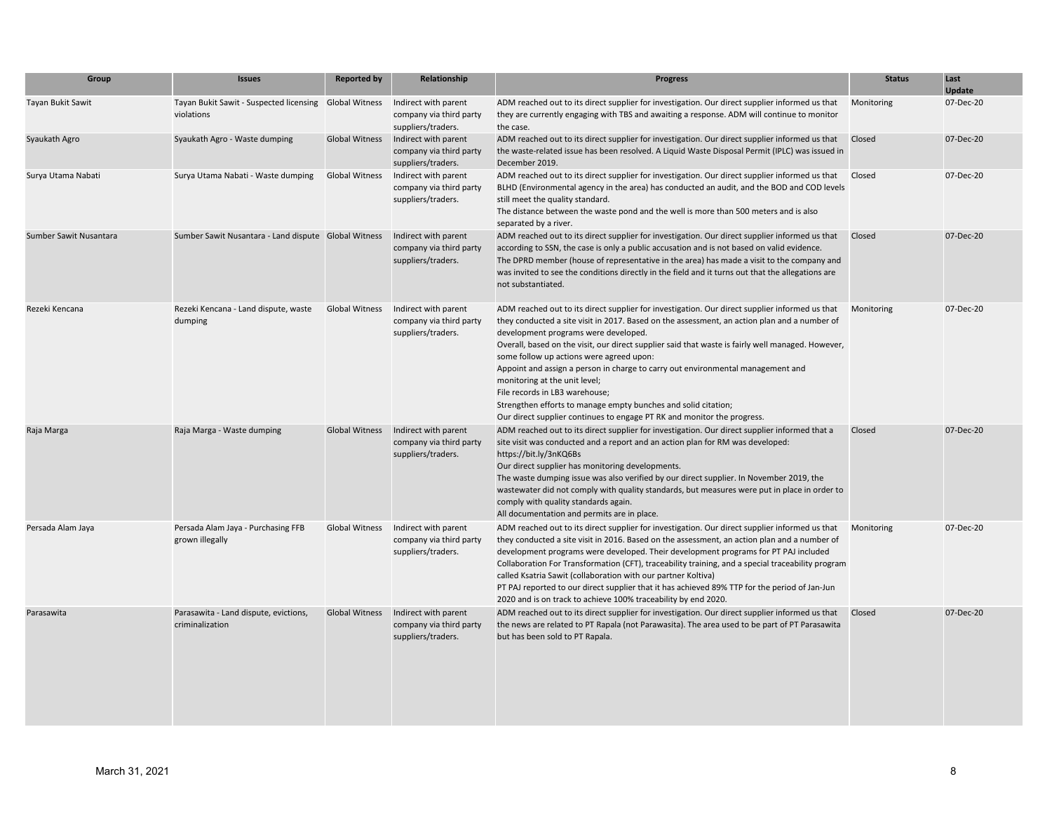| Group | Issues | Reported by | Relationship | Progress | Status | Last Update |
|---|---|---|---|---|---|---|
| Tayan Bukit Sawit | Tayan Bukit Sawit - Suspected licensing violations | Global Witness | Indirect with parent company via third party suppliers/traders. | ADM reached out to its direct supplier for investigation. Our direct supplier informed us that they are currently engaging with TBS and awaiting a response. ADM will continue to monitor the case. | Monitoring | 07-Dec-20 |
| Syaukath Agro | Syaukath Agro - Waste dumping | Global Witness | Indirect with parent company via third party suppliers/traders. | ADM reached out to its direct supplier for investigation. Our direct supplier informed us that the waste-related issue has been resolved. A Liquid Waste Disposal Permit (IPLC) was issued in December 2019. | Closed | 07-Dec-20 |
| Surya Utama Nabati | Surya Utama Nabati - Waste dumping | Global Witness | Indirect with parent company via third party suppliers/traders. | ADM reached out to its direct supplier for investigation. Our direct supplier informed us that BLHD (Environmental agency in the area) has conducted an audit, and the BOD and COD levels still meet the quality standard.<br>The distance between the waste pond and the well is more than 500 meters and is also separated by a river. | Closed | 07-Dec-20 |
| Sumber Sawit Nusantara | Sumber Sawit Nusantara - Land dispute | Global Witness | Indirect with parent company via third party suppliers/traders. | ADM reached out to its direct supplier for investigation. Our direct supplier informed us that according to SSN, the case is only a public accusation and is not based on valid evidence.<br>The DPRD member (house of representative in the area) has made a visit to the company and was invited to see the conditions directly in the field and it turns out that the allegations are not substantiated. | Closed | 07-Dec-20 |
| Rezeki Kencana | Rezeki Kencana - Land dispute, waste dumping | Global Witness | Indirect with parent company via third party suppliers/traders. | ADM reached out to its direct supplier for investigation. Our direct supplier informed us that they conducted a site visit in 2017. Based on the assessment, an action plan and a number of development programs were developed.<br>Overall, based on the visit, our direct supplier said that waste is fairly well managed. However, some follow up actions were agreed upon:<br>Appoint and assign a person in charge to carry out environmental management and monitoring at the unit level;<br>File records in LB3 warehouse;<br>Strengthen efforts to manage empty bunches and solid citation;<br>Our direct supplier continues to engage PT RK and monitor the progress. | Monitoring | 07-Dec-20 |
| Raja Marga | Raja Marga - Waste dumping | Global Witness | Indirect with parent company via third party suppliers/traders. | ADM reached out to its direct supplier for investigation. Our direct supplier informed that a site visit was conducted and a report and an action plan for RM was developed:<br>https://bit.ly/3nKQ6Bs<br>Our direct supplier has monitoring developments.<br>The waste dumping issue was also verified by our direct supplier. In November 2019, the wastewater did not comply with quality standards, but measures were put in place in order to comply with quality standards again.<br>All documentation and permits are in place. | Closed | 07-Dec-20 |
| Persada Alam Jaya | Persada Alam Jaya - Purchasing FFB grown illegally | Global Witness | Indirect with parent company via third party suppliers/traders. | ADM reached out to its direct supplier for investigation. Our direct supplier informed us that they conducted a site visit in 2016. Based on the assessment, an action plan and a number of development programs were developed. Their development programs for PT PAJ included Collaboration For Transformation (CFT), traceability training, and a special traceability program called Ksatria Sawit (collaboration with our partner Koltiva)<br>PT PAJ reported to our direct supplier that it has achieved 89% TTP for the period of Jan-Jun 2020 and is on track to achieve 100% traceability by end 2020. | Monitoring | 07-Dec-20 |
| Parasawita | Parasawita - Land dispute, evictions, criminalization | Global Witness | Indirect with parent company via third party suppliers/traders. | ADM reached out to its direct supplier for investigation. Our direct supplier informed us that the news are related to PT Rapala (not Parawasita). The area used to be part of PT Parasawita but has been sold to PT Rapala. | Closed | 07-Dec-20 |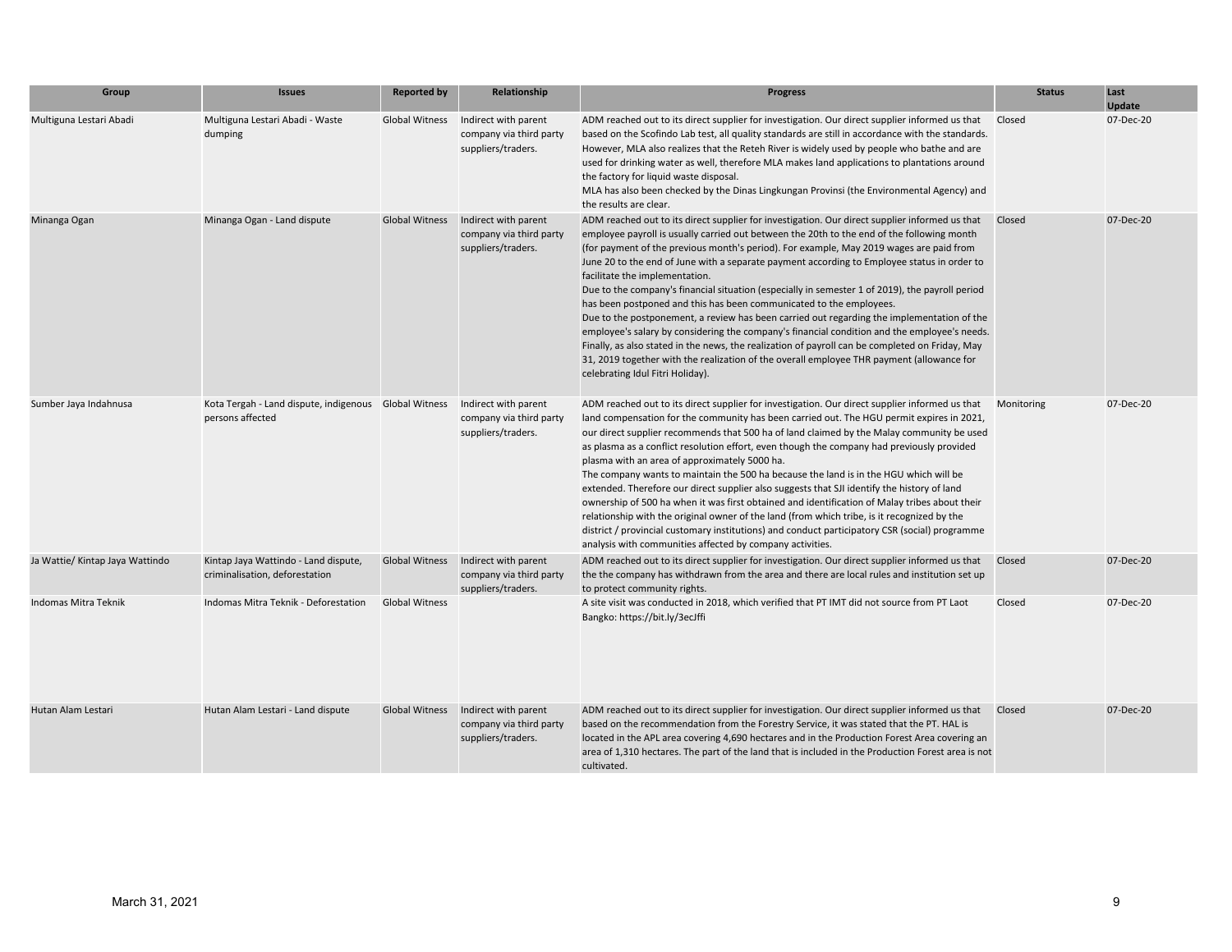| Group | Issues | Reported by | Relationship | Progress | Status | Last Update |
| --- | --- | --- | --- | --- | --- | --- |
| Multiguna Lestari Abadi | Multiguna Lestari Abadi - Waste dumping | Global Witness | Indirect with parent company via third party suppliers/traders. | ADM reached out to its direct supplier for investigation. Our direct supplier informed us that based on the Scofindo Lab test, all quality standards are still in accordance with the standards. However, MLA also realizes that the Reteh River is widely used by people who bathe and are used for drinking water as well, therefore MLA makes land applications to plantations around the factory for liquid waste disposal.<br>MLA has also been checked by the Dinas Lingkungan Provinsi (the Environmental Agency) and the results are clear. | Closed | 07-Dec-20 |
| Minanga Ogan | Minanga Ogan - Land dispute | Global Witness | Indirect with parent company via third party suppliers/traders. | ADM reached out to its direct supplier for investigation. Our direct supplier informed us that employee payroll is usually carried out between the 20th to the end of the following month (for payment of the previous month's period). For example, May 2019 wages are paid from June 20 to the end of June with a separate payment according to Employee status in order to facilitate the implementation.<br>Due to the company's financial situation (especially in semester 1 of 2019), the payroll period has been postponed and this has been communicated to the employees.<br>Due to the postponement, a review has been carried out regarding the implementation of the employee's salary by considering the company's financial condition and the employee's needs. Finally, as also stated in the news, the realization of payroll can be completed on Friday, May 31, 2019 together with the realization of the overall employee THR payment (allowance for celebrating Idul Fitri Holiday). | Closed | 07-Dec-20 |
| Sumber Jaya Indahnusa | Kota Tergah - Land dispute, indigenous persons affected | Global Witness | Indirect with parent company via third party suppliers/traders. | ADM reached out to its direct supplier for investigation. Our direct supplier informed us that land compensation for the community has been carried out. The HGU permit expires in 2021, our direct supplier recommends that 500 ha of land claimed by the Malay community be used as plasma as a conflict resolution effort, even though the company had previously provided plasma with an area of approximately 5000 ha.<br>The company wants to maintain the 500 ha because the land is in the HGU which will be extended. Therefore our direct supplier also suggests that SJI identify the history of land ownership of 500 ha when it was first obtained and identification of Malay tribes about their relationship with the original owner of the land (from which tribe, is it recognized by the district / provincial customary institutions) and conduct participatory CSR (social) programme analysis with communities affected by company activities. | Monitoring | 07-Dec-20 |
| Ja Wattie/ Kintap Jaya Wattindo | Kintap Jaya Wattindo - Land dispute, criminalisation, deforestation | Global Witness | Indirect with parent company via third party suppliers/traders. | ADM reached out to its direct supplier for investigation. Our direct supplier informed us that the the company has withdrawn from the area and there are local rules and institution set up to protect community rights. | Closed | 07-Dec-20 |
| Indomas Mitra Teknik | Indomas Mitra Teknik - Deforestation | Global Witness | | A site visit was conducted in 2018, which verified that PT IMT did not source from PT Laot Bangko: https://bit.ly/3ecJffi | Closed | 07-Dec-20 |
| Hutan Alam Lestari | Hutan Alam Lestari - Land dispute | Global Witness | Indirect with parent company via third party suppliers/traders. | ADM reached out to its direct supplier for investigation. Our direct supplier informed us that based on the recommendation from the Forestry Service, it was stated that the PT. HAL is located in the APL area covering 4,690 hectares and in the Production Forest Area covering an area of 1,310 hectares. The part of the land that is included in the Production Forest area is not cultivated. | Closed | 07-Dec-20 |

March 31, 2021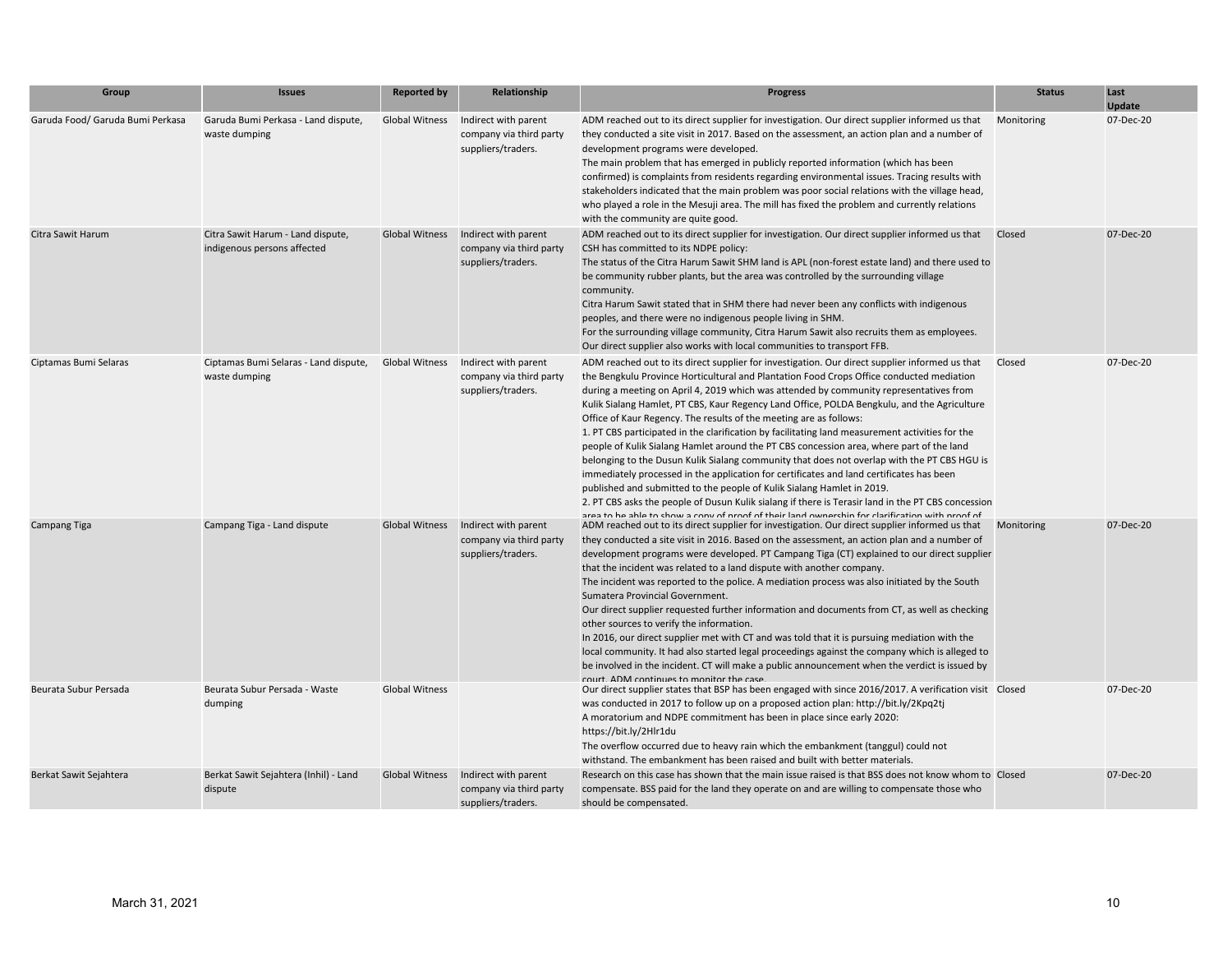| Group | Issues | Reported by | Relationship | Progress | Status | Last Update |
|---|---|---|---|---|---|---|
| Garuda Food/ Garuda Bumi Perkasa | Garuda Bumi Perkasa - Land dispute, waste dumping | Global Witness | Indirect with parent company via third party suppliers/traders. | ADM reached out to its direct supplier for investigation. Our direct supplier informed us that they conducted a site visit in 2017. Based on the assessment, an action plan and a number of development programs were developed. The main problem that has emerged in publicly reported information (which has been confirmed) is complaints from residents regarding environmental issues. Tracing results with stakeholders indicated that the main problem was poor social relations with the village head, who played a role in the Mesuji area. The mill has fixed the problem and currently relations with the community are quite good. | Monitoring | 07-Dec-20 |
| Citra Sawit Harum | Citra Sawit Harum - Land dispute, indigenous persons affected | Global Witness | Indirect with parent company via third party suppliers/traders. | ADM reached out to its direct supplier for investigation. Our direct supplier informed us that CSH has committed to its NDPE policy: The status of the Citra Harum Sawit SHM land is APL (non-forest estate land) and there used to be community rubber plants, but the area was controlled by the surrounding village community. Citra Harum Sawit stated that in SHM there had never been any conflicts with indigenous peoples, and there were no indigenous people living in SHM. For the surrounding village community, Citra Harum Sawit also recruits them as employees. Our direct supplier also works with local communities to transport FFB. | Closed | 07-Dec-20 |
| Ciptamas Bumi Selaras | Ciptamas Bumi Selaras - Land dispute, waste dumping | Global Witness | Indirect with parent company via third party suppliers/traders. | ADM reached out to its direct supplier for investigation. Our direct supplier informed us that the Bengkulu Province Horticultural and Plantation Food Crops Office conducted mediation during a meeting on April 4, 2019 which was attended by community representatives from Kulik Sialang Hamlet, PT CBS, Kaur Regency Land Office, POLDA Bengkulu, and the Agriculture Office of Kaur Regency. The results of the meeting are as follows: 1. PT CBS participated in the clarification by facilitating land measurement activities for the people of Kulik Sialang Hamlet around the PT CBS concession area, where part of the land belonging to the Dusun Kulik Sialang community that does not overlap with the PT CBS HGU is immediately processed in the application for certificates and land certificates has been published and submitted to the people of Kulik Sialang Hamlet in 2019. 2. PT CBS asks the people of Dusun Kulik sialang if there is Terasir land in the PT CBS concession area to be able to show a copy of proof of their land ownership for clarification with proof of | Closed | 07-Dec-20 |
| Campang Tiga | Campang Tiga - Land dispute | Global Witness | Indirect with parent company via third party suppliers/traders. | ADM reached out to its direct supplier for investigation. Our direct supplier informed us that they conducted a site visit in 2016. Based on the assessment, an action plan and a number of development programs were developed. PT Campang Tiga (CT) explained to our direct supplier that the incident was related to a land dispute with another company. The incident was reported to the police. A mediation process was also initiated by the South Sumatera Provincial Government. Our direct supplier requested further information and documents from CT, as well as checking other sources to verify the information. In 2016, our direct supplier met with CT and was told that it is pursuing mediation with the local community. It had also started legal proceedings against the company which is alleged to be involved in the incident. CT will make a public announcement when the verdict is issued by court. ADM continues to monitor the case. | Monitoring | 07-Dec-20 |
| Beurata Subur Persada | Beurata Subur Persada - Waste dumping | Global Witness | | Our direct supplier states that BSP has been engaged with since 2016/2017. A verification visit was conducted in 2017 to follow up on a proposed action plan: http://bit.ly/2Kpq2tj A moratorium and NDPE commitment has been in place since early 2020: https://bit.ly/2Hlr1du The overflow occurred due to heavy rain which the embankment (tanggul) could not withstand. The embankment has been raised and built with better materials. | Closed | 07-Dec-20 |
| Berkat Sawit Sejahtera | Berkat Sawit Sejahtera (Inhil) - Land dispute | Global Witness | Indirect with parent company via third party suppliers/traders. | Research on this case has shown that the main issue raised is that BSS does not know whom to compensate. BSS paid for the land they operate on and are willing to compensate those who should be compensated. | Closed | 07-Dec-20 |

March 31, 2021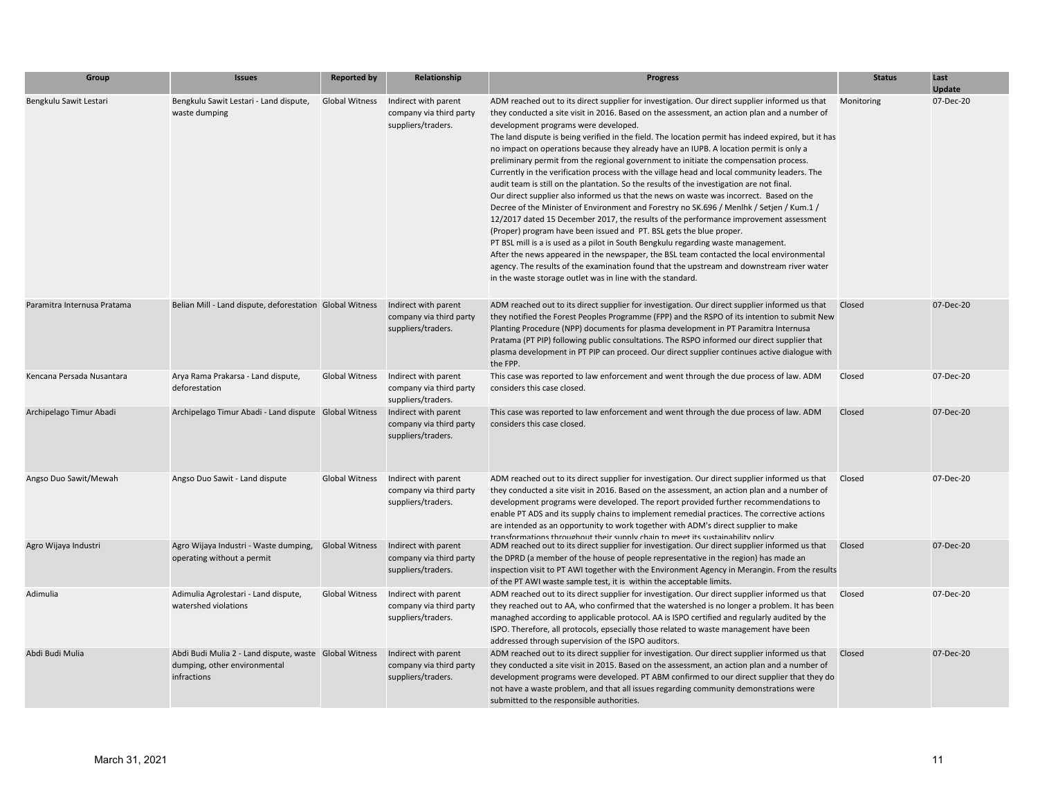| Group | Issues | Reported by | Relationship | Progress | Status | Last Update |
| --- | --- | --- | --- | --- | --- | --- |
| Bengkulu Sawit Lestari | Bengkulu Sawit Lestari - Land dispute, waste dumping | Global Witness | Indirect with parent company via third party suppliers/traders. | ADM reached out to its direct supplier for investigation. Our direct supplier informed us that they conducted a site visit in 2016. Based on the assessment, an action plan and a number of development programs were developed.<br>The land dispute is being verified in the field. The location permit has indeed expired, but it has no impact on operations because they already have an IUPB. A location permit is only a preliminary permit from the regional government to initiate the compensation process. Currently in the verification process with the village head and local community leaders. The audit team is still on the plantation. So the results of the investigation are not final.<br>Our direct supplier also informed us that the news on waste was incorrect. Based on the Decree of the Minister of Environment and Forestry no SK.696 / Menlhk / Setjen / Kum.1 / 12/2017 dated 15 December 2017, the results of the performance improvement assessment (Proper) program have been issued and PT. BSL gets the blue proper.<br>PT BSL mill is a is used as a pilot in South Bengkulu regarding waste management.<br>After the news appeared in the newspaper, the BSL team contacted the local environmental agency. The results of the examination found that the upstream and downstream river water in the waste storage outlet was in line with the standard. | Monitoring | 07-Dec-20 |
| Paramitra Internusa Pratama | Belian Mill - Land dispute, deforestation | Global Witness | Indirect with parent company via third party suppliers/traders. | ADM reached out to its direct supplier for investigation. Our direct supplier informed us that they notified the Forest Peoples Programme (FPP) and the RSPO of its intention to submit New Planting Procedure (NPP) documents for plasma development in PT Paramitra Internusa Pratama (PT PIP) following public consultations. The RSPO informed our direct supplier that plasma development in PT PIP can proceed. Our direct supplier continues active dialogue with the FPP. | Closed | 07-Dec-20 |
| Kencana Persada Nusantara | Arya Rama Prakarsa - Land dispute, deforestation | Global Witness | Indirect with parent company via third party suppliers/traders. | This case was reported to law enforcement and went through the due process of law. ADM considers this case closed. | Closed | 07-Dec-20 |
| Archipelago Timur Abadi | Archipelago Timur Abadi - Land dispute | Global Witness | Indirect with parent company via third party suppliers/traders. | This case was reported to law enforcement and went through the due process of law. ADM considers this case closed. | Closed | 07-Dec-20 |
| Angso Duo Sawit/Mewah | Angso Duo Sawit - Land dispute | Global Witness | Indirect with parent company via third party suppliers/traders. | ADM reached out to its direct supplier for investigation. Our direct supplier informed us that they conducted a site visit in 2016. Based on the assessment, an action plan and a number of development programs were developed. The report provided further recommendations to enable PT ADS and its supply chains to implement remedial practices. The corrective actions are intended as an opportunity to work together with ADM's direct supplier to make transformations throughout their supply chain to meet its sustainability policy. | Closed | 07-Dec-20 |
| Agro Wijaya Industri | Agro Wijaya Industri - Waste dumping, operating without a permit | Global Witness | Indirect with parent company via third party suppliers/traders. | ADM reached out to its direct supplier for investigation. Our direct supplier informed us that the DPRD (a member of the house of people representative in the region) has made an inspection visit to PT AWI together with the Environment Agency in Merangin. From the results of the PT AWI waste sample test, it is within the acceptable limits. | Closed | 07-Dec-20 |
| Adimulia | Adimulia Agrolestari - Land dispute, watershed violations | Global Witness | Indirect with parent company via third party suppliers/traders. | ADM reached out to its direct supplier for investigation. Our direct supplier informed us that they reached out to AA, who confirmed that the watershed is no longer a problem. It has been managhed according to applicable protocol. AA is ISPO certified and regularly audited by the ISPO. Therefore, all protocols, epsecially those related to waste management have been addressed through supervision of the ISPO auditors. | Closed | 07-Dec-20 |
| Abdi Budi Mulia | Abdi Budi Mulia 2 - Land dispute, waste dumping, other environmental infractions | Global Witness | Indirect with parent company via third party suppliers/traders. | ADM reached out to its direct supplier for investigation. Our direct supplier informed us that they conducted a site visit in 2015. Based on the assessment, an action plan and a number of development programs were developed. PT ABM confirmed to our direct supplier that they do not have a waste problem, and that all issues regarding community demonstrations were submitted to the responsible authorities. | Closed | 07-Dec-20 |

March 31, 2021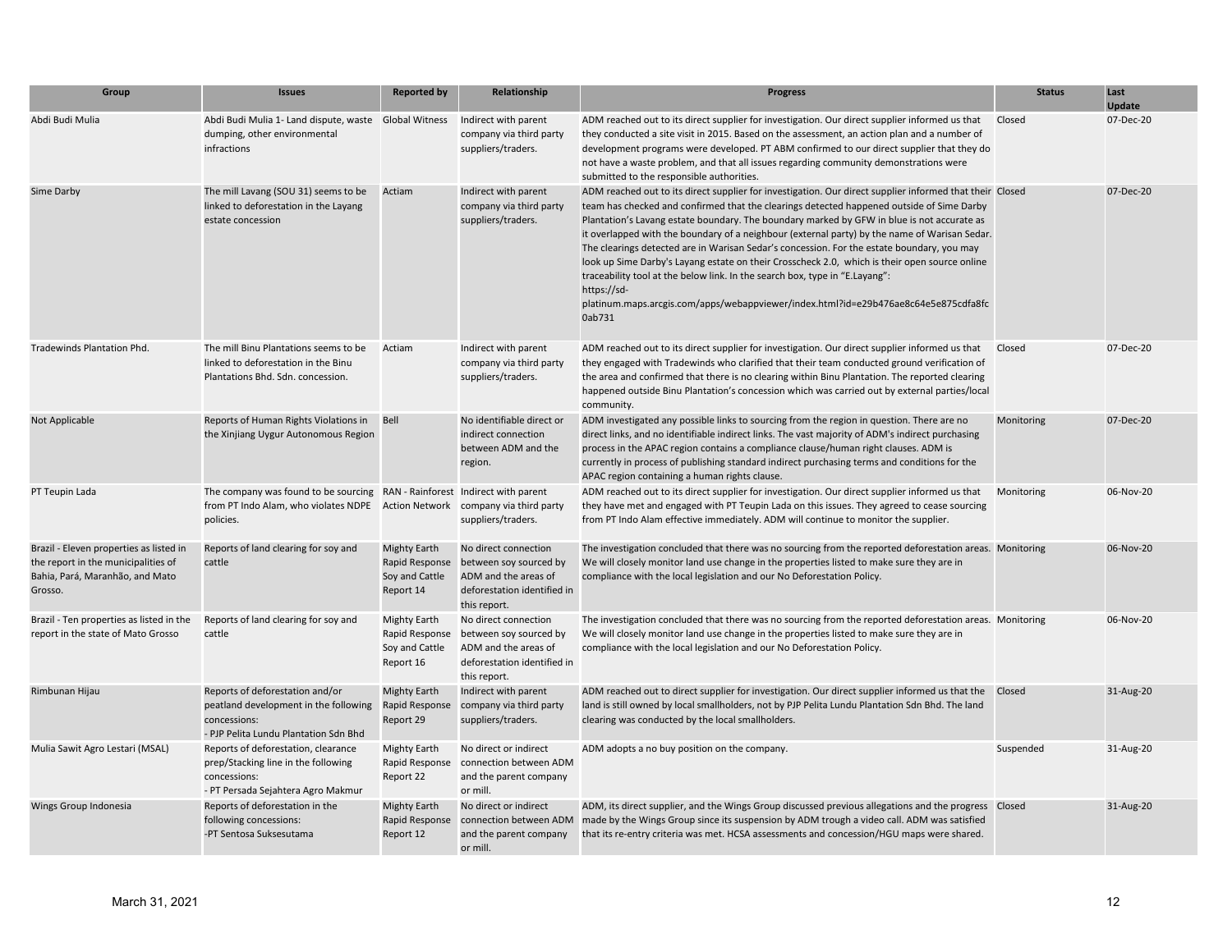| Group | Issues | Reported by | Relationship | Progress | Status | Last Update |
|---|---|---|---|---|---|---|
| Abdi Budi Mulia | Abdi Budi Mulia 1- Land dispute, waste dumping, other environmental infractions | Global Witness | Indirect with parent company via third party suppliers/traders. | ADM reached out to its direct supplier for investigation. Our direct supplier informed us that they conducted a site visit in 2015. Based on the assessment, an action plan and a number of development programs were developed. PT ABM confirmed to our direct supplier that they do not have a waste problem, and that all issues regarding community demonstrations were submitted to the responsible authorities. | Closed | 07-Dec-20 |
| Sime Darby | The mill Lavang (SOU 31) seems to be linked to deforestation in the Layang estate concession | Actiam | Indirect with parent company via third party suppliers/traders. | ADM reached out to its direct supplier for investigation. Our direct supplier informed that their team has checked and confirmed that the clearings detected happened outside of Sime Darby Plantation's Lavang estate boundary. The boundary marked by GFW in blue is not accurate as it overlapped with the boundary of a neighbour (external party) by the name of Warisan Sedar. The clearings detected are in Warisan Sedar's concession. For the estate boundary, you may look up Sime Darby's Layang estate on their Crosscheck 2.0, which is their open source online traceability tool at the below link. In the search box, type in "E.Layang": https://sd-platinum.maps.arcgis.com/apps/webappviewer/index.html?id=e29b476ae8c64e5e875cdfa8fc0ab731 | Closed | 07-Dec-20 |
| Tradewinds Plantation Phd. | The mill Binu Plantations seems to be linked to deforestation in the Binu Plantations Bhd. Sdn. concession. | Actiam | Indirect with parent company via third party suppliers/traders. | ADM reached out to its direct supplier for investigation. Our direct supplier informed us that they engaged with Tradewinds who clarified that their team conducted ground verification of the area and confirmed that there is no clearing within Binu Plantation. The reported clearing happened outside Binu Plantation's concession which was carried out by external parties/local community. | Closed | 07-Dec-20 |
| Not Applicable | Reports of Human Rights Violations in the Xinjiang Uygur Autonomous Region | Bell | No identifiable direct or indirect connection between ADM and the region. | ADM investigated any possible links to sourcing from the region in question. There are no direct links, and no identifiable indirect links. The vast majority of ADM's indirect purchasing process in the APAC region contains a compliance clause/human right clauses. ADM is currently in process of publishing standard indirect purchasing terms and conditions for the APAC region containing a human rights clause. | Monitoring | 07-Dec-20 |
| PT Teupin Lada | The company was found to be sourcing from PT Indo Alam, who violates NDPE policies. | RAN - Rainforest Action Network | Indirect with parent company via third party suppliers/traders. | ADM reached out to its direct supplier for investigation. Our direct supplier informed us that they have met and engaged with PT Teupin Lada on this issues. They agreed to cease sourcing from PT Indo Alam effective immediately. ADM will continue to monitor the supplier. | Monitoring | 06-Nov-20 |
| Brazil - Eleven properties as listed in the report in the municipalities of Bahia, Pará, Maranhão, and Mato Grosso. | Reports of land clearing for soy and cattle | Mighty Earth Rapid Response Soy and Cattle Report 14 | No direct connection between soy sourced by ADM and the areas of deforestation identified in this report. | The investigation concluded that there was no sourcing from the reported deforestation areas. We will closely monitor land use change in the properties listed to make sure they are in compliance with the local legislation and our No Deforestation Policy. | Monitoring | 06-Nov-20 |
| Brazil - Ten properties as listed in the report in the state of Mato Grosso | Reports of land clearing for soy and cattle | Mighty Earth Rapid Response Soy and Cattle Report 16 | No direct connection between soy sourced by ADM and the areas of deforestation identified in this report. | The investigation concluded that there was no sourcing from the reported deforestation areas. We will closely monitor land use change in the properties listed to make sure they are in compliance with the local legislation and our No Deforestation Policy. | Monitoring | 06-Nov-20 |
| Rimbunan Hijau | Reports of deforestation and/or peatland development in the following concessions:<br>- PJP Pelita Lundu Plantation Sdn Bhd | Mighty Earth Rapid Response Report 29 | Indirect with parent company via third party suppliers/traders. | ADM reached out to direct supplier for investigation. Our direct supplier informed us that the land is still owned by local smallholders, not by PJP Pelita Lundu Plantation Sdn Bhd. The land clearing was conducted by the local smallholders. | Closed | 31-Aug-20 |
| Mulia Sawit Agro Lestari (MSAL) | Reports of deforestation, clearance prep/Stacking line in the following concessions:<br>- PT Persada Sejahtera Agro Makmur | Mighty Earth Rapid Response Report 22 | No direct or indirect connection between ADM and the parent company or mill. | ADM adopts a no buy position on the company. | Suspended | 31-Aug-20 |
| Wings Group Indonesia | Reports of deforestation in the following concessions:<br>-PT Sentosa Suksesutama | Mighty Earth Rapid Response Report 12 | No direct or indirect connection between ADM and the parent company or mill. | ADM, its direct supplier, and the Wings Group discussed previous allegations and the progress made by the Wings Group since its suspension by ADM trough a video call. ADM was satisfied that its re-entry criteria was met. HCSA assessments and concession/HGU maps were shared. | Closed | 31-Aug-20 |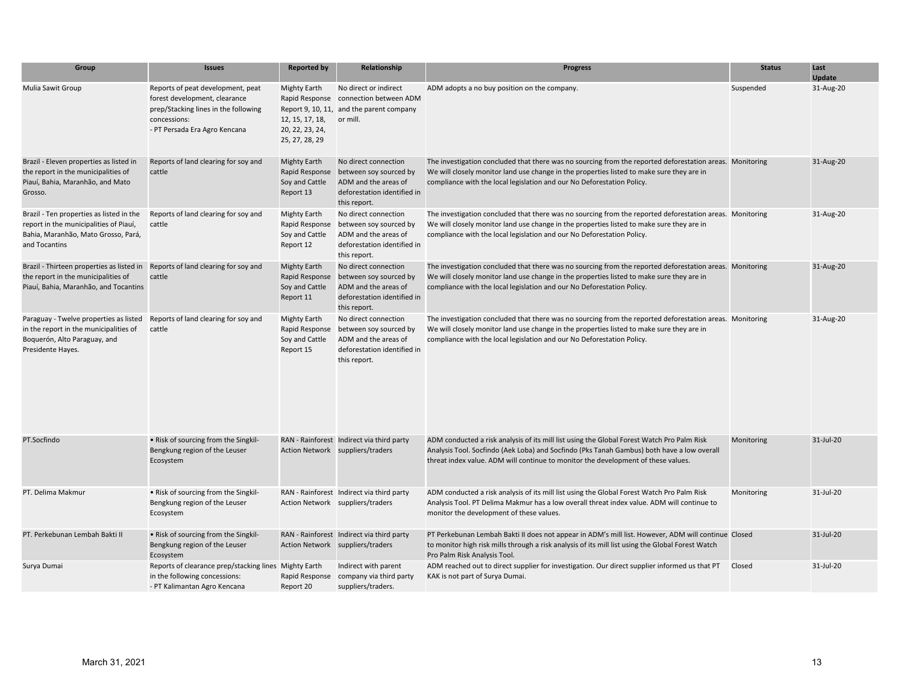| Group | Issues | Reported by | Relationship | Progress | Status | Last Update |
|---|---|---|---|---|---|---|
| Mulia Sawit Group | Reports of peat development, peat forest development, clearance prep/Stacking lines in the following concessions:<br>- PT Persada Era Agro Kencana | Mighty Earth Rapid Response Report 9, 10, 11, 12, 15, 17, 18, 20, 22, 23, 24, 25, 27, 28, 29 | No direct or indirect connection between ADM and the parent company or mill. | ADM adopts a no buy position on the company. | Suspended | 31-Aug-20 |
| Brazil - Eleven properties as listed in the report in the municipalities of Piauí, Bahia, Maranhão, and Mato Grosso. | Reports of land clearing for soy and cattle | Mighty Earth Rapid Response Soy and Cattle Report 13 | No direct connection between soy sourced by ADM and the areas of deforestation identified in this report. | The investigation concluded that there was no sourcing from the reported deforestation areas. We will closely monitor land use change in the properties listed to make sure they are in compliance with the local legislation and our No Deforestation Policy. | Monitoring | 31-Aug-20 |
| Brazil - Ten properties as listed in the report in the municipalities of Piauí, Bahia, Maranhão, Mato Grosso, Pará, and Tocantins | Reports of land clearing for soy and cattle | Mighty Earth Rapid Response Soy and Cattle Report 12 | No direct connection between soy sourced by ADM and the areas of deforestation identified in this report. | The investigation concluded that there was no sourcing from the reported deforestation areas. We will closely monitor land use change in the properties listed to make sure they are in compliance with the local legislation and our No Deforestation Policy. | Monitoring | 31-Aug-20 |
| Brazil - Thirteen properties as listed in the report in the municipalities of Piauí, Bahia, Maranhão, and Tocantins | Reports of land clearing for soy and cattle | Mighty Earth Rapid Response Soy and Cattle Report 11 | No direct connection between soy sourced by ADM and the areas of deforestation identified in this report. | The investigation concluded that there was no sourcing from the reported deforestation areas. We will closely monitor land use change in the properties listed to make sure they are in compliance with the local legislation and our No Deforestation Policy. | Monitoring | 31-Aug-20 |
| Paraguay - Twelve properties as listed in the report in the municipalities of Boquerón, Alto Paraguay, and Presidente Hayes. | Reports of land clearing for soy and cattle | Mighty Earth Rapid Response Soy and Cattle Report 15 | No direct connection between soy sourced by ADM and the areas of deforestation identified in this report. | The investigation concluded that there was no sourcing from the reported deforestation areas. We will closely monitor land use change in the properties listed to make sure they are in compliance with the local legislation and our No Deforestation Policy. | Monitoring | 31-Aug-20 |
| PT.Socfindo | • Risk of sourcing from the Singkil-Bengkung region of the Leuser Ecosystem | RAN - Rainforest Action Network | Indirect via third party suppliers/traders | ADM conducted a risk analysis of its mill list using the Global Forest Watch Pro Palm Risk Analysis Tool. Socfindo (Aek Loba) and Socfindo (Pks Tanah Gambus) both have a low overall threat index value. ADM will continue to monitor the development of these values. | Monitoring | 31-Jul-20 |
| PT. Delima Makmur | • Risk of sourcing from the Singkil-Bengkung region of the Leuser Ecosystem | RAN - Rainforest Action Network | Indirect via third party suppliers/traders | ADM conducted a risk analysis of its mill list using the Global Forest Watch Pro Palm Risk Analysis Tool. PT Delima Makmur has a low overall threat index value. ADM will continue to monitor the development of these values. | Monitoring | 31-Jul-20 |
| PT. Perkebunan Lembah Bakti II | • Risk of sourcing from the Singkil-Bengkung region of the Leuser Ecosystem | RAN - Rainforest Action Network | Indirect via third party suppliers/traders | PT Perkebunan Lembah Bakti II does not appear in ADM's mill list. However, ADM will continue to monitor high risk mills through a risk analysis of its mill list using the Global Forest Watch Pro Palm Risk Analysis Tool. | Closed | 31-Jul-20 |
| Surya Dumai | Reports of clearance prep/stacking lines in the following concessions:<br>- PT Kalimantan Agro Kencana | Mighty Earth Rapid Response Report 20 | Indirect with parent company via third party suppliers/traders. | ADM reached out to direct supplier for investigation. Our direct supplier informed us that PT KAK is not part of Surya Dumai. | Closed | 31-Jul-20 |

March 31, 2021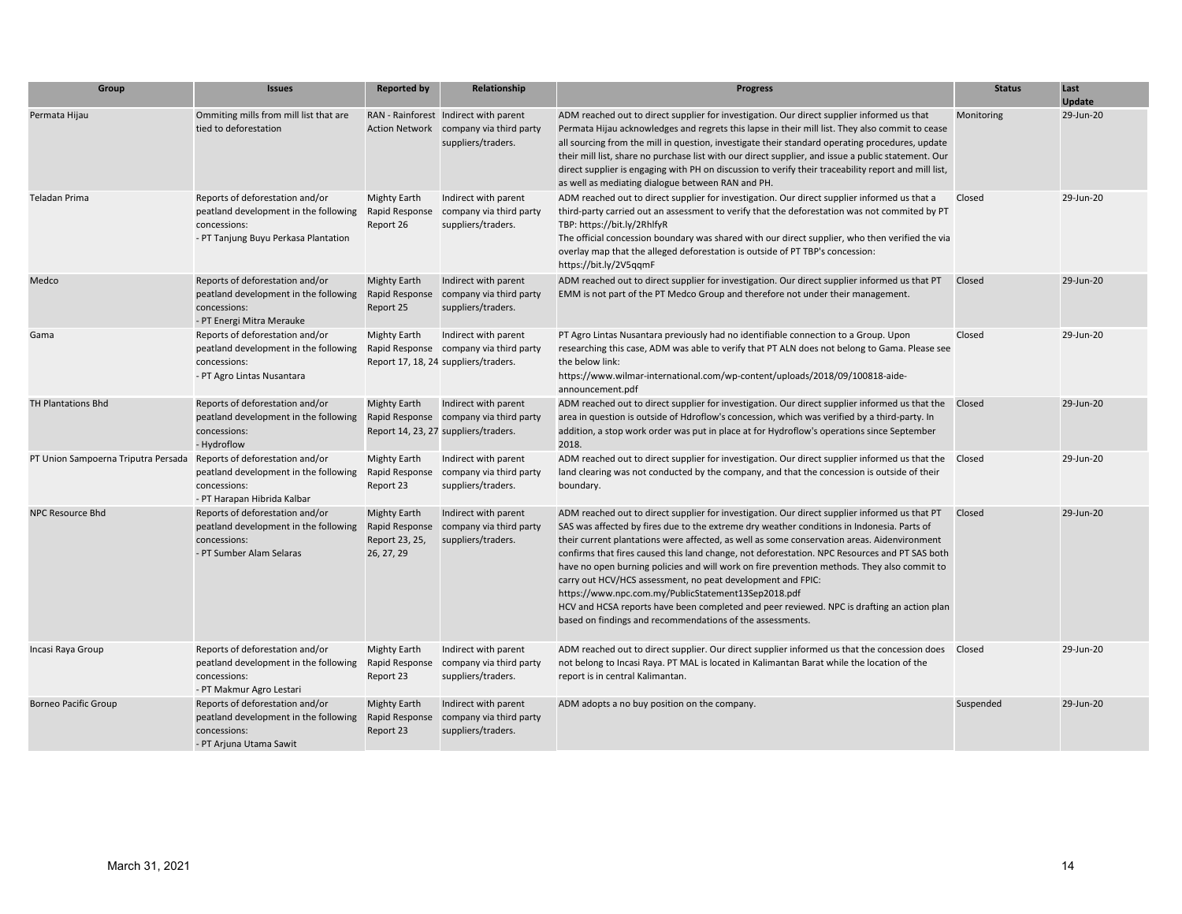| Group | Issues | Reported by | Relationship | Progress | Status | Last Update |
|---|---|---|---|---|---|---|
| Permata Hijau | Ommiting mills from mill list that are tied to deforestation | RAN - Rainforest Action Network | Indirect with parent company via third party suppliers/traders. | ADM reached out to direct supplier for investigation. Our direct supplier informed us that Permata Hijau acknowledges and regrets this lapse in their mill list. They also commit to cease all sourcing from the mill in question, investigate their standard operating procedures, update their mill list, share no purchase list with our direct supplier, and issue a public statement. Our direct supplier is engaging with PH on discussion to verify their traceability report and mill list, as well as mediating dialogue between RAN and PH. | Monitoring | 29-Jun-20 |
| Teladan Prima | Reports of deforestation and/or peatland development in the following concessions:<br>- PT Tanjung Buyu Perkasa Plantation | Mighty Earth Rapid Response Report 26 | Indirect with parent company via third party suppliers/traders. | ADM reached out to direct supplier for investigation. Our direct supplier informed us that a third-party carried out an assessment to verify that the deforestation was not commited by PT TBP: https://bit.ly/2RhlfyR<br>The official concession boundary was shared with our direct supplier, who then verified the via overlay map that the alleged deforestation is outside of PT TBP's concession: https://bit.ly/2V5qqmF | Closed | 29-Jun-20 |
| Medco | Reports of deforestation and/or peatland development in the following concessions:<br>- PT Energi Mitra Merauke | Mighty Earth Rapid Response Report 25 | Indirect with parent company via third party suppliers/traders. | ADM reached out to direct supplier for investigation. Our direct supplier informed us that PT EMM is not part of the PT Medco Group and therefore not under their management. | Closed | 29-Jun-20 |
| Gama | Reports of deforestation and/or peatland development in the following concessions:<br>- PT Agro Lintas Nusantara | Mighty Earth Rapid Response Report 17, 18, 24 | Indirect with parent company via third party suppliers/traders. | PT Agro Lintas Nusantara previously had no identifiable connection to a Group. Upon researching this case, ADM was able to verify that PT ALN does not belong to Gama. Please see the below link:<br>https://www.wilmar-international.com/wp-content/uploads/2018/09/100818-aide-announcement.pdf | Closed | 29-Jun-20 |
| TH Plantations Bhd | Reports of deforestation and/or peatland development in the following concessions:<br>- Hydroflow | Mighty Earth Rapid Response Report 14, 23, 27 | Indirect with parent company via third party suppliers/traders. | ADM reached out to direct supplier for investigation. Our direct supplier informed us that the area in question is outside of Hdroflow's concession, which was verified by a third-party. In addition, a stop work order was put in place at for Hydroflow's operations since September 2018. | Closed | 29-Jun-20 |
| PT Union Sampoerna Triputra Persada | Reports of deforestation and/or peatland development in the following concessions:<br>- PT Harapan Hibrida Kalbar | Mighty Earth Rapid Response Report 23 | Indirect with parent company via third party suppliers/traders. | ADM reached out to direct supplier for investigation. Our direct supplier informed us that the land clearing was not conducted by the company, and that the concession is outside of their boundary. | Closed | 29-Jun-20 |
| NPC Resource Bhd | Reports of deforestation and/or peatland development in the following concessions:<br>- PT Sumber Alam Selaras | Mighty Earth Rapid Response Report 23, 25, 26, 27, 29 | Indirect with parent company via third party suppliers/traders. | ADM reached out to direct supplier for investigation. Our direct supplier informed us that PT SAS was affected by fires due to the extreme dry weather conditions in Indonesia. Parts of their current plantations were affected, as well as some conservation areas. Aidenvironment confirms that fires caused this land change, not deforestation. NPC Resources and PT SAS both have no open burning policies and will work on fire prevention methods. They also commit to carry out HCV/HCS assessment, no peat development and FPIC:<br>https://www.npc.com.my/PublicStatement13Sep2018.pdf<br>HCV and HCSA reports have been completed and peer reviewed. NPC is drafting an action plan based on findings and recommendations of the assessments. | Closed | 29-Jun-20 |
| Incasi Raya Group | Reports of deforestation and/or peatland development in the following concessions:<br>- PT Makmur Agro Lestari | Mighty Earth Rapid Response Report 23 | Indirect with parent company via third party suppliers/traders. | ADM reached out to direct supplier. Our direct supplier informed us that the concession does not belong to Incasi Raya. PT MAL is located in Kalimantan Barat while the location of the report is in central Kalimantan. | Closed | 29-Jun-20 |
| Borneo Pacific Group | Reports of deforestation and/or peatland development in the following concessions:<br>- PT Arjuna Utama Sawit | Mighty Earth Rapid Response Report 23 | Indirect with parent company via third party suppliers/traders. | ADM adopts a no buy position on the company. | Suspended | 29-Jun-20 |

March 31, 2021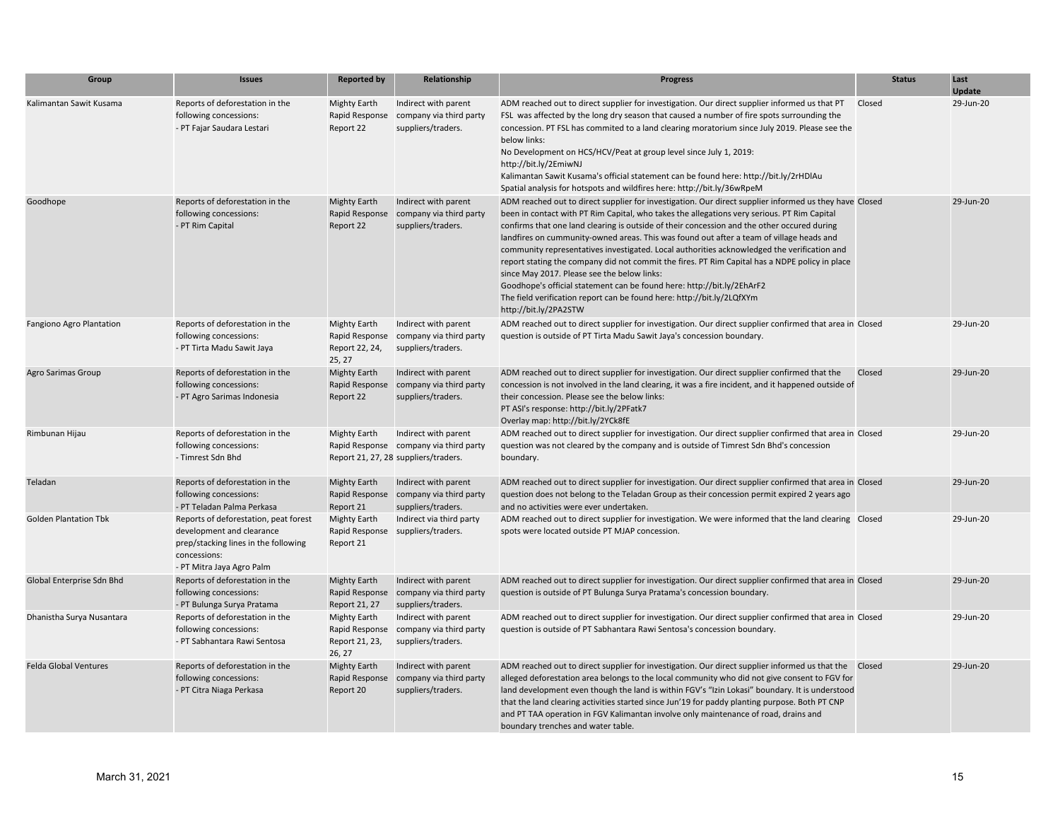| Group | Issues | Reported by | Relationship | Progress | Status | Last Update |
|---|---|---|---|---|---|---|
| Kalimantan Sawit Kusama | Reports of deforestation in the following concessions:<br>- PT Fajar Saudara Lestari | Mighty Earth Rapid Response Report 22 | Indirect with parent company via third party suppliers/traders. | ADM reached out to direct supplier for investigation. Our direct supplier informed us that PT FSL was affected by the long dry season that caused a number of fire spots surrounding the concession. PT FSL has commited to a land clearing moratorium since July 2019. Please see the below links:<br>No Development on HCS/HCV/Peat at group level since July 1, 2019: http://bit.ly/2EmiwNJ<br>Kalimantan Sawit Kusama's official statement can be found here: http://bit.ly/2rHDlAu<br>Spatial analysis for hotspots and wildfires here: http://bit.ly/36wRpeM | Closed | 29-Jun-20 |
| Goodhope | Reports of deforestation in the following concessions:<br>- PT Rim Capital | Mighty Earth Rapid Response Report 22 | Indirect with parent company via third party suppliers/traders. | ADM reached out to direct supplier for investigation. Our direct supplier informed us they have been in contact with PT Rim Capital, who takes the allegations very serious. PT Rim Capital confirms that one land clearing is outside of their concession and the other occured during landfires on cummunity-owned areas. This was found out after a team of village heads and community representatives investigated. Local authorities acknowledged the verification and report stating the company did not commit the fires. PT Rim Capital has a NDPE policy in place since May 2017. Please see the below links:<br>Goodhope's official statement can be found here: http://bit.ly/2EhArF2<br>The field verification report can be found here: http://bit.ly/2LQfXYm<br>http://bit.ly/2PA2STW | Closed | 29-Jun-20 |
| Fangiono Agro Plantation | Reports of deforestation in the following concessions:<br>- PT Tirta Madu Sawit Jaya | Mighty Earth Rapid Response Report 22, 24, 25, 27 | Indirect with parent company via third party suppliers/traders. | ADM reached out to direct supplier for investigation. Our direct supplier confirmed that area in question is outside of PT Tirta Madu Sawit Jaya's concession boundary. | Closed | 29-Jun-20 |
| Agro Sarimas Group | Reports of deforestation in the following concessions:<br>- PT Agro Sarimas Indonesia | Mighty Earth Rapid Response Report 22 | Indirect with parent company via third party suppliers/traders. | ADM reached out to direct supplier for investigation. Our direct supplier confirmed that the concession is not involved in the land clearing, it was a fire incident, and it happened outside of their concession. Please see the below links:<br>PT ASI's response: http://bit.ly/2PFatk7<br>Overlay map: http://bit.ly/2YCk8fE | Closed | 29-Jun-20 |
| Rimbunan Hijau | Reports of deforestation in the following concessions:<br>- Timrest Sdn Bhd | Mighty Earth Rapid Response Report 21, 27, 28 | Indirect with parent company via third party suppliers/traders. | ADM reached out to direct supplier for investigation. Our direct supplier confirmed that area in question was not cleared by the company and is outside of Timrest Sdn Bhd's concession boundary. | Closed | 29-Jun-20 |
| Teladan | Reports of deforestation in the following concessions:<br>- PT Teladan Palma Perkasa | Mighty Earth Rapid Response Report 21 | Indirect with parent company via third party suppliers/traders. | ADM reached out to direct supplier for investigation. Our direct supplier confirmed that area in question does not belong to the Teladan Group as their concession permit expired 2 years ago and no activities were ever undertaken. | Closed | 29-Jun-20 |
| Golden Plantation Tbk | Reports of deforestation, peat forest development and clearance prep/stacking lines in the following concessions:<br>- PT Mitra Jaya Agro Palm | Mighty Earth Rapid Response Report 21 | Indirect via third party suppliers/traders. | ADM reached out to direct supplier for investigation. We were informed that the land clearing spots were located outside PT MJAP concession. | Closed | 29-Jun-20 |
| Global Enterprise Sdn Bhd | Reports of deforestation in the following concessions:<br>- PT Bulunga Surya Pratama | Mighty Earth Rapid Response Report 21, 27 | Indirect with parent company via third party suppliers/traders. | ADM reached out to direct supplier for investigation. Our direct supplier confirmed that area in question is outside of PT Bulunga Surya Pratama's concession boundary. | Closed | 29-Jun-20 |
| Dhanistha Surya Nusantara | Reports of deforestation in the following concessions:<br>- PT Sabhantara Rawi Sentosa | Mighty Earth Rapid Response Report 21, 23, 26, 27 | Indirect with parent company via third party suppliers/traders. | ADM reached out to direct supplier for investigation. Our direct supplier confirmed that area in question is outside of PT Sabhantara Rawi Sentosa's concession boundary. | Closed | 29-Jun-20 |
| Felda Global Ventures | Reports of deforestation in the following concessions:<br>- PT Citra Niaga Perkasa | Mighty Earth Rapid Response Report 20 | Indirect with parent company via third party suppliers/traders. | ADM reached out to direct supplier for investigation. Our direct supplier informed us that the alleged deforestation area belongs to the local community who did not give consent to FGV for land development even though the land is within FGV's "Izin Lokasi" boundary. It is understood that the land clearing activities started since Jun'19 for paddy planting purpose. Both PT CNP and PT TAA operation in FGV Kalimantan involve only maintenance of road, drains and boundary trenches and water table. | Closed | 29-Jun-20 |

March 31, 2021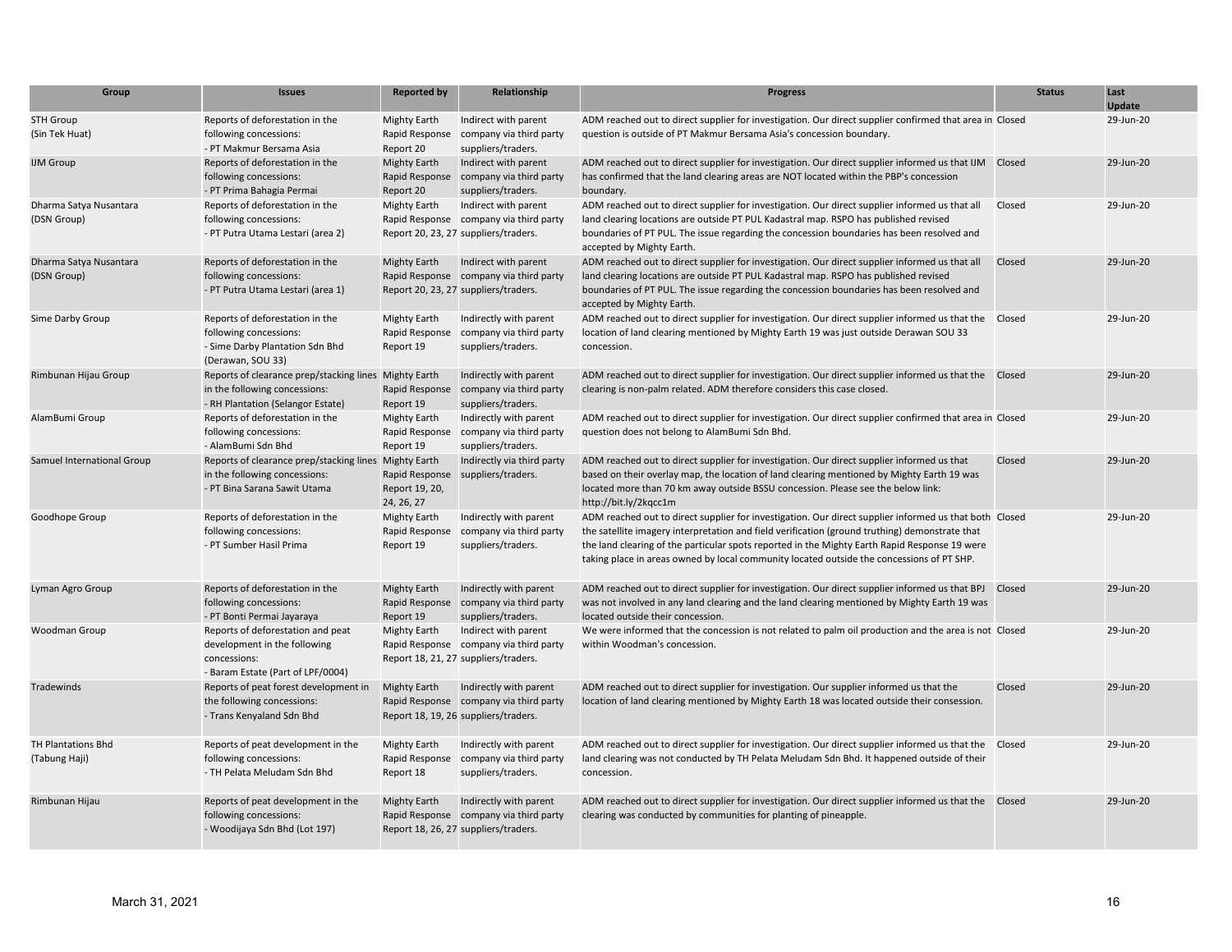| Group | Issues | Reported by | Relationship | Progress | Status | Last Update |
|---|---|---|---|---|---|---|
| STH Group (Sin Tek Huat) | Reports of deforestation in the following concessions:<br>- PT Makmur Bersama Asia | Mighty Earth Rapid Response Report 20 | Indirect with parent company via third party suppliers/traders. | ADM reached out to direct supplier for investigation. Our direct supplier confirmed that area in question is outside of PT Makmur Bersama Asia's concession boundary. | Closed | 29-Jun-20 |
| IJM Group | Reports of deforestation in the following concessions:<br>- PT Prima Bahagia Permai | Mighty Earth Rapid Response Report 20 | Indirect with parent company via third party suppliers/traders. | ADM reached out to direct supplier for investigation. Our direct supplier informed us that IJM has confirmed that the land clearing areas are NOT located within the PBP's concession boundary. | Closed | 29-Jun-20 |
| Dharma Satya Nusantara (DSN Group) | Reports of deforestation in the following concessions:<br>- PT Putra Utama Lestari (area 2) | Mighty Earth Rapid Response Report 20, 23, 27 | Indirect with parent company via third party suppliers/traders. | ADM reached out to direct supplier for investigation. Our direct supplier informed us that all land clearing locations are outside PT PUL Kadastral map. RSPO has published revised boundaries of PT PUL. The issue regarding the concession boundaries has been resolved and accepted by Mighty Earth. | Closed | 29-Jun-20 |
| Dharma Satya Nusantara (DSN Group) | Reports of deforestation in the following concessions:<br>- PT Putra Utama Lestari (area 1) | Mighty Earth Rapid Response Report 20, 23, 27 | Indirect with parent company via third party suppliers/traders. | ADM reached out to direct supplier for investigation. Our direct supplier informed us that all land clearing locations are outside PT PUL Kadastral map. RSPO has published revised boundaries of PT PUL. The issue regarding the concession boundaries has been resolved and accepted by Mighty Earth. | Closed | 29-Jun-20 |
| Sime Darby Group | Reports of deforestation in the following concessions:<br>- Sime Darby Plantation Sdn Bhd (Derawan, SOU 33) | Mighty Earth Rapid Response Report 19 | Indirectly with parent company via third party suppliers/traders. | ADM reached out to direct supplier for investigation. Our direct supplier informed us that the location of land clearing mentioned by Mighty Earth 19 was just outside Derawan SOU 33 concession. | Closed | 29-Jun-20 |
| Rimbunan Hijau Group | Reports of clearance prep/stacking lines in the following concessions:<br>- RH Plantation (Selangor Estate) | Mighty Earth Rapid Response Report 19 | Indirectly with parent company via third party suppliers/traders. | ADM reached out to direct supplier for investigation. Our direct supplier informed us that the clearing is non-palm related. ADM therefore considers this case closed. | Closed | 29-Jun-20 |
| AlamBumi Group | Reports of deforestation in the following concessions:<br>- AlamBumi Sdn Bhd | Mighty Earth Rapid Response Report 19 | Indirectly with parent company via third party suppliers/traders. | ADM reached out to direct supplier for investigation. Our direct supplier confirmed that area in question does not belong to AlamBumi Sdn Bhd. | Closed | 29-Jun-20 |
| Samuel International Group | Reports of clearance prep/stacking lines in the following concessions:<br>- PT Bina Sarana Sawit Utama | Mighty Earth Rapid Response Report 19, 20, 24, 26, 27 | Indirectly via third party suppliers/traders. | ADM reached out to direct supplier for investigation. Our direct supplier informed us that based on their overlay map, the location of land clearing mentioned by Mighty Earth 19 was located more than 70 km away outside BSSU concession. Please see the below link: http://bit.ly/2kqcc1m | Closed | 29-Jun-20 |
| Goodhope Group | Reports of deforestation in the following concessions:<br>- PT Sumber Hasil Prima | Mighty Earth Rapid Response Report 19 | Indirectly with parent company via third party suppliers/traders. | ADM reached out to direct supplier for investigation. Our direct supplier informed us that both the satellite imagery interpretation and field verification (ground truthing) demonstrate that the land clearing of the particular spots reported in the Mighty Earth Rapid Response 19 were taking place in areas owned by local community located outside the concessions of PT SHP. | Closed | 29-Jun-20 |
| Lyman Agro Group | Reports of deforestation in the following concessions:<br>- PT Bonti Permai Jayaraya | Mighty Earth Rapid Response Report 19 | Indirectly with parent company via third party suppliers/traders. | ADM reached out to direct supplier for investigation. Our direct supplier informed us that BPJ was not involved in any land clearing and the land clearing mentioned by Mighty Earth 19 was located outside their concession. | Closed | 29-Jun-20 |
| Woodman Group | Reports of deforestation and peat development in the following concessions:<br>- Baram Estate (Part of LPF/0004) | Mighty Earth Rapid Response Report 18, 21, 27 | Indirect with parent company via third party suppliers/traders. | We were informed that the concession is not related to palm oil production and the area is not within Woodman's concession. | Closed | 29-Jun-20 |
| Tradewinds | Reports of peat forest development in the following concessions:<br>- Trans Kenyaland Sdn Bhd | Mighty Earth Rapid Response Report 18, 19, 26 | Indirectly with parent company via third party suppliers/traders. | ADM reached out to direct supplier for investigation. Our supplier informed us that the location of land clearing mentioned by Mighty Earth 18 was located outside their consession. | Closed | 29-Jun-20 |
| TH Plantations Bhd (Tabung Haji) | Reports of peat development in the following concessions:<br>- TH Pelata Meludam Sdn Bhd | Mighty Earth Rapid Response Report 18 | Indirectly with parent company via third party suppliers/traders. | ADM reached out to direct supplier for investigation. Our direct supplier informed us that the land clearing was not conducted by TH Pelata Meludam Sdn Bhd. It happened outside of their concession. | Closed | 29-Jun-20 |
| Rimbunan Hijau | Reports of peat development in the following concessions:<br>- Woodijaya Sdn Bhd (Lot 197) | Mighty Earth Rapid Response Report 18, 26, 27 | Indirectly with parent company via third party suppliers/traders. | ADM reached out to direct supplier for investigation. Our direct supplier informed us that the clearing was conducted by communities for planting of pineapple. | Closed | 29-Jun-20 |

March 31, 2021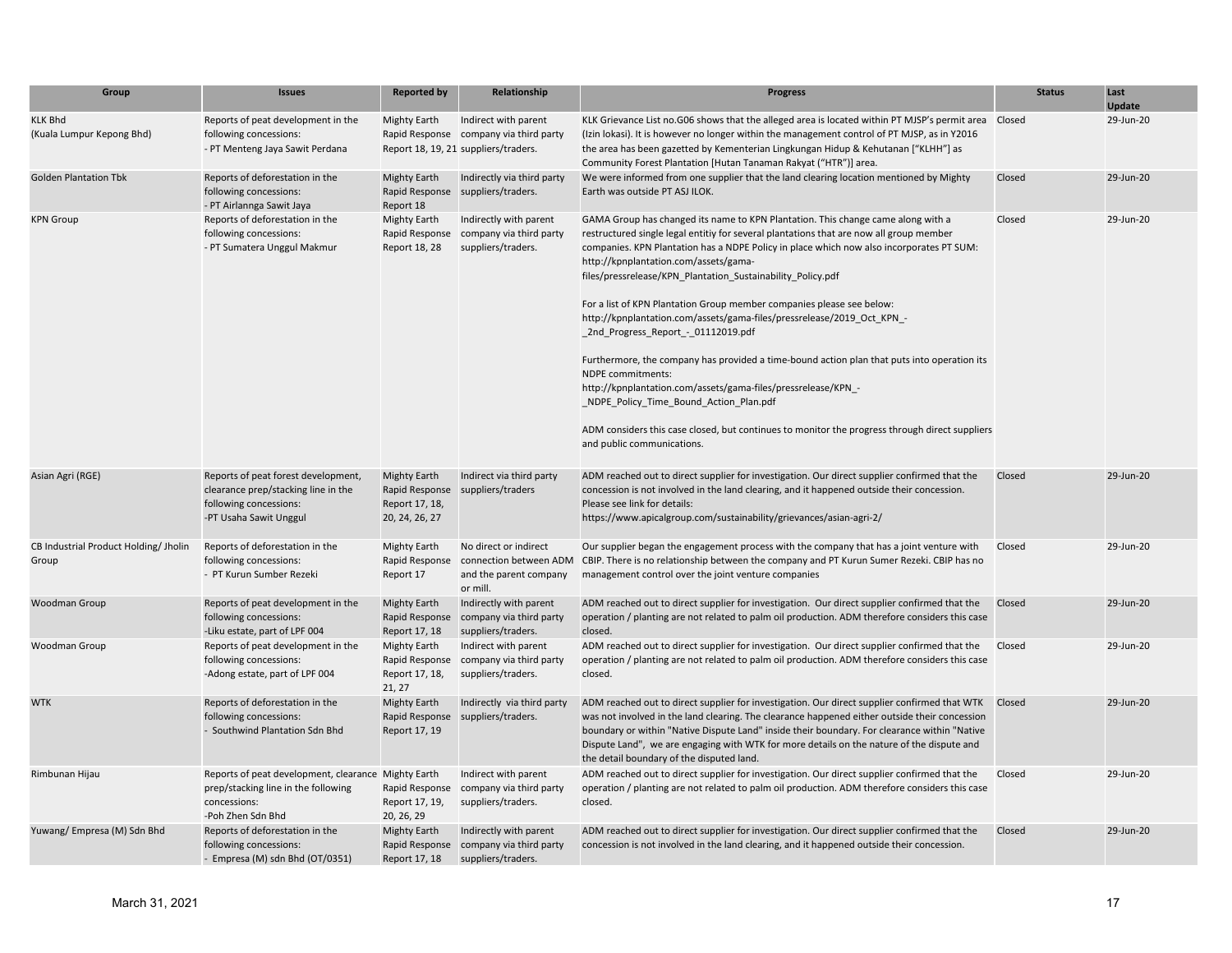| Group | Issues | Reported by | Relationship | Progress | Status | Last Update |
|---|---|---|---|---|---|---|
| KLK Bhd<br>(Kuala Lumpur Kepong Bhd) | Reports of peat development in the following concessions:<br>- PT Menteng Jaya Sawit Perdana | Mighty Earth Rapid Response Report 18, 19, 21 | Indirect with parent company via third party suppliers/traders. | KLK Grievance List no.G06 shows that the alleged area is located within PT MJSP's permit area (Izin lokasi). It is however no longer within the management control of PT MJSP, as in Y2016 the area has been gazetted by Kementerian Lingkungan Hidup & Kehutanan ["KLHH"] as Community Forest Plantation [Hutan Tanaman Rakyat ("HTR")] area. | Closed | 29-Jun-20 |
| Golden Plantation Tbk | Reports of deforestation in the following concessions:<br>- PT Airlannga Sawit Jaya | Mighty Earth Rapid Response Report 18 | Indirectly via third party suppliers/traders. | We were informed from one supplier that the land clearing location mentioned by Mighty Earth was outside PT ASJ ILOK. | Closed | 29-Jun-20 |
| KPN Group | Reports of deforestation in the following concessions:<br>- PT Sumatera Unggul Makmur | Mighty Earth Rapid Response Report 18, 28 | Indirectly with parent company via third party suppliers/traders. | GAMA Group has changed its name to KPN Plantation. This change came along with a restructured single legal entitiy for several plantations that are now all group member companies. KPN Plantation has a NDPE Policy in place which now also incorporates PT SUM: http://kpnplantation.com/assets/gama-files/pressrelease/KPN_Plantation_Sustainability_Policy.pdf<br><br>For a list of KPN Plantation Group member companies please see below: http://kpnplantation.com/assets/gama-files/pressrelease/2019_Oct_KPN_-_2nd_Progress_Report_-_01112019.pdf<br><br>Furthermore, the company has provided a time-bound action plan that puts into operation its NDPE commitments: http://kpnplantation.com/assets/gama-files/pressrelease/KPN_-_NDPE_Policy_Time_Bound_Action_Plan.pdf<br><br>ADM considers this case closed, but continues to monitor the progress through direct suppliers and public communications. | Closed | 29-Jun-20 |
| Asian Agri (RGE) | Reports of peat forest development, clearance prep/stacking line in the following concessions:<br>-PT Usaha Sawit Unggul | Mighty Earth Rapid Response Report 17, 18, 20, 24, 26, 27 | Indirect via third party suppliers/traders | ADM reached out to direct supplier for investigation. Our direct supplier confirmed that the concession is not involved in the land clearing, and it happened outside their concession. Please see link for details: https://www.apicalgroup.com/sustainability/grievances/asian-agri-2/ | Closed | 29-Jun-20 |
| CB Industrial Product Holding/ Jholin Group | Reports of deforestation in the following concessions:<br>- PT Kurun Sumber Rezeki | Mighty Earth Rapid Response Report 17 | No direct or indirect connection between ADM and the parent company or mill. | Our supplier began the engagement process with the company that has a joint venture with CBIP. There is no relationship between the company and PT Kurun Sumer Rezeki. CBIP has no management control over the joint venture companies | Closed | 29-Jun-20 |
| Woodman Group | Reports of peat development in the following concessions:<br>-Liku estate, part of LPF 004 | Mighty Earth Rapid Response Report 17, 18 | Indirectly with parent company via third party suppliers/traders. | ADM reached out to direct supplier for investigation. Our direct supplier confirmed that the operation / planting are not related to palm oil production. ADM therefore considers this case closed. | Closed | 29-Jun-20 |
| Woodman Group | Reports of peat development in the following concessions:<br>-Adong estate, part of LPF 004 | Mighty Earth Rapid Response Report 17, 18, 21, 27 | Indirect with parent company via third party suppliers/traders. | ADM reached out to direct supplier for investigation. Our direct supplier confirmed that the operation / planting are not related to palm oil production. ADM therefore considers this case closed. | Closed | 29-Jun-20 |
| WTK | Reports of deforestation in the following concessions:<br>- Southwind Plantation Sdn Bhd | Mighty Earth Rapid Response Report 17, 19 | Indirectly via third party suppliers/traders. | ADM reached out to direct supplier for investigation. Our direct supplier confirmed that WTK was not involved in the land clearing. The clearance happened either outside their concession boundary or within "Native Dispute Land" inside their boundary. For clearance within "Native Dispute Land", we are engaging with WTK for more details on the nature of the dispute and the detail boundary of the disputed land. | Closed | 29-Jun-20 |
| Rimbunan Hijau | Reports of peat development, clearance prep/stacking line in the following concessions:<br>-Poh Zhen Sdn Bhd | Mighty Earth Rapid Response Report 17, 19, 20, 26, 29 | Indirect with parent company via third party suppliers/traders. | ADM reached out to direct supplier for investigation. Our direct supplier confirmed that the operation / planting are not related to palm oil production. ADM therefore considers this case closed. | Closed | 29-Jun-20 |
| Yuwang/ Empresa (M) Sdn Bhd | Reports of deforestation in the following concessions:<br>- Empresa (M) sdn Bhd (OT/0351) | Mighty Earth Rapid Response Report 17, 18 | Indirectly with parent company via third party suppliers/traders. | ADM reached out to direct supplier for investigation. Our direct supplier confirmed that the concession is not involved in the land clearing, and it happened outside their concession. | Closed | 29-Jun-20 |

March 31, 2021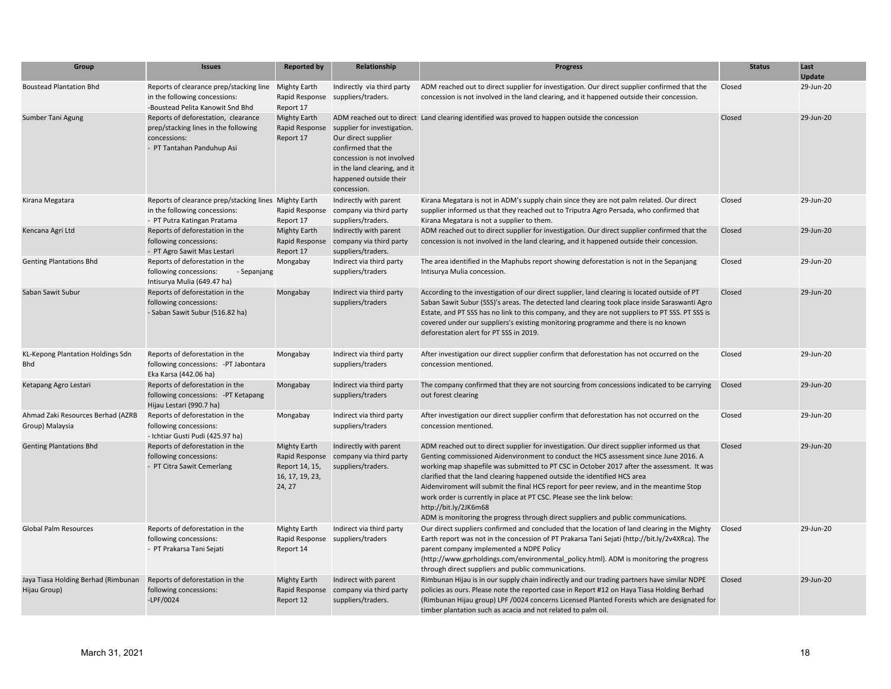| Group | Issues | Reported by | Relationship | Progress | Status | Last Update |
|---|---|---|---|---|---|---|
| Boustead Plantation Bhd | Reports of clearance prep/stacking line in the following concessions: -Boustead Pelita Kanowit Snd Bhd | Mighty Earth Rapid Response Report 17 | Indirectly via third party suppliers/traders. | ADM reached out to direct supplier for investigation. Our direct supplier confirmed that the concession is not involved in the land clearing, and it happened outside their concession. | Closed | 29-Jun-20 |
| Sumber Tani Agung | Reports of deforestation, clearance prep/stacking lines in the following concessions: - PT Tantahan Panduhup Asi | Mighty Earth Rapid Response Report 17 | ADM reached out to direct supplier for investigation. Our direct supplier confirmed that the concession is not involved in the land clearing, and it happened outside their concession. | Land clearing identified was proved to happen outside the concession | Closed | 29-Jun-20 |
| Kirana Megatara | Reports of clearance prep/stacking lines in the following concessions: - PT Putra Katingan Pratama | Mighty Earth Rapid Response Report 17 | Indirectly with parent company via third party suppliers/traders. | Kirana Megatara is not in ADM's supply chain since they are not palm related. Our direct supplier informed us that they reached out to Triputra Agro Persada, who confirmed that Kirana Megatara is not a supplier to them. | Closed | 29-Jun-20 |
| Kencana Agri Ltd | Reports of deforestation in the following concessions: - PT Agro Sawit Mas Lestari | Mighty Earth Rapid Response Report 17 | Indirectly with parent company via third party suppliers/traders. | ADM reached out to direct supplier for investigation. Our direct supplier confirmed that the concession is not involved in the land clearing, and it happened outside their concession. | Closed | 29-Jun-20 |
| Genting Plantations Bhd | Reports of deforestation in the following concessions: - Sepanjang Intisurya Mulia (649.47 ha) | Mongabay | Indirect via third party suppliers/traders | The area identified in the Maphubs report showing deforestation is not in the Sepanjang Intisurya Mulia concession. | Closed | 29-Jun-20 |
| Saban Sawit Subur | Reports of deforestation in the following concessions: - Saban Sawit Subur (516.82 ha) | Mongabay | Indirect via third party suppliers/traders | According to the investigation of our direct supplier, land clearing is located outside of PT Saban Sawit Subur (SSS)'s areas. The detected land clearing took place inside Saraswanti Agro Estate, and PT SSS has no link to this company, and they are not suppliers to PT SSS. PT SSS is covered under our suppliers's existing monitoring programme and there is no known deforestation alert for PT SSS in 2019. | Closed | 29-Jun-20 |
| KL-Kepong Plantation Holdings Sdn Bhd | Reports of deforestation in the following concessions: -PT Jabontara Eka Karsa (442.06 ha) | Mongabay | Indirect via third party suppliers/traders | After investigation our direct supplier confirm that deforestation has not occurred on the concession mentioned. | Closed | 29-Jun-20 |
| Ketapang Agro Lestari | Reports of deforestation in the following concessions: -PT Ketapang Hijau Lestari (990.7 ha) | Mongabay | Indirect via third party suppliers/traders | The company confirmed that they are not sourcing from concessions indicated to be carrying out forest clearing | Closed | 29-Jun-20 |
| Ahmad Zaki Resources Berhad (AZRB Group) Malaysia | Reports of deforestation in the following concessions: - Ichtiar Gusti Pudi (425.97 ha) | Mongabay | Indirect via third party suppliers/traders | After investigation our direct supplier confirm that deforestation has not occurred on the concession mentioned. | Closed | 29-Jun-20 |
| Genting Plantations Bhd | Reports of deforestation in the following concessions: - PT Citra Sawit Cemerlang | Mighty Earth Rapid Response Report 14, 15, 16, 17, 19, 23, 24, 27 | Indirectly with parent company via third party suppliers/traders. | ADM reached out to direct supplier for investigation. Our direct supplier informed us that Genting commissioned Aidenvironment to conduct the HCS assessment since June 2016. A working map shapefile was submitted to PT CSC in October 2017 after the assessment. It was clarified that the land clearing happened outside the identified HCS area Aidenviroment will submit the final HCS report for peer review, and in the meantime Stop work order is currently in place at PT CSC. Please see the link below: http://bit.ly/2JK6m68 ADM is monitoring the progress through direct suppliers and public communications. | Closed | 29-Jun-20 |
| Global Palm Resources | Reports of deforestation in the following concessions: - PT Prakarsa Tani Sejati | Mighty Earth Rapid Response Report 14 | Indirect via third party suppliers/traders | Our direct suppliers confirmed and concluded that the location of land clearing in the Mighty Earth report was not in the concession of PT Prakarsa Tani Sejati (http://bit.ly/2v4XRca). The parent company implemented a NDPE Policy (http://www.gprholdings.com/environmental_policy.html). ADM is monitoring the progress through direct suppliers and public communications. | Closed | 29-Jun-20 |
| Jaya Tiasa Holding Berhad (Rimbunan Hijau Group) | Reports of deforestation in the following concessions: -LPF/0024 | Mighty Earth Rapid Response Report 12 | Indirect with parent company via third party suppliers/traders. | Rimbunan Hijau is in our supply chain indirectly and our trading partners have similar NDPE policies as ours. Please note the reported case in Report #12 on Haya Tiasa Holding Berhad (Rimbunan Hijau group) LPF /0024 concerns Licensed Planted Forests which are designated for timber plantation such as acacia and not related to palm oil. | Closed | 29-Jun-20 |

March 31, 2021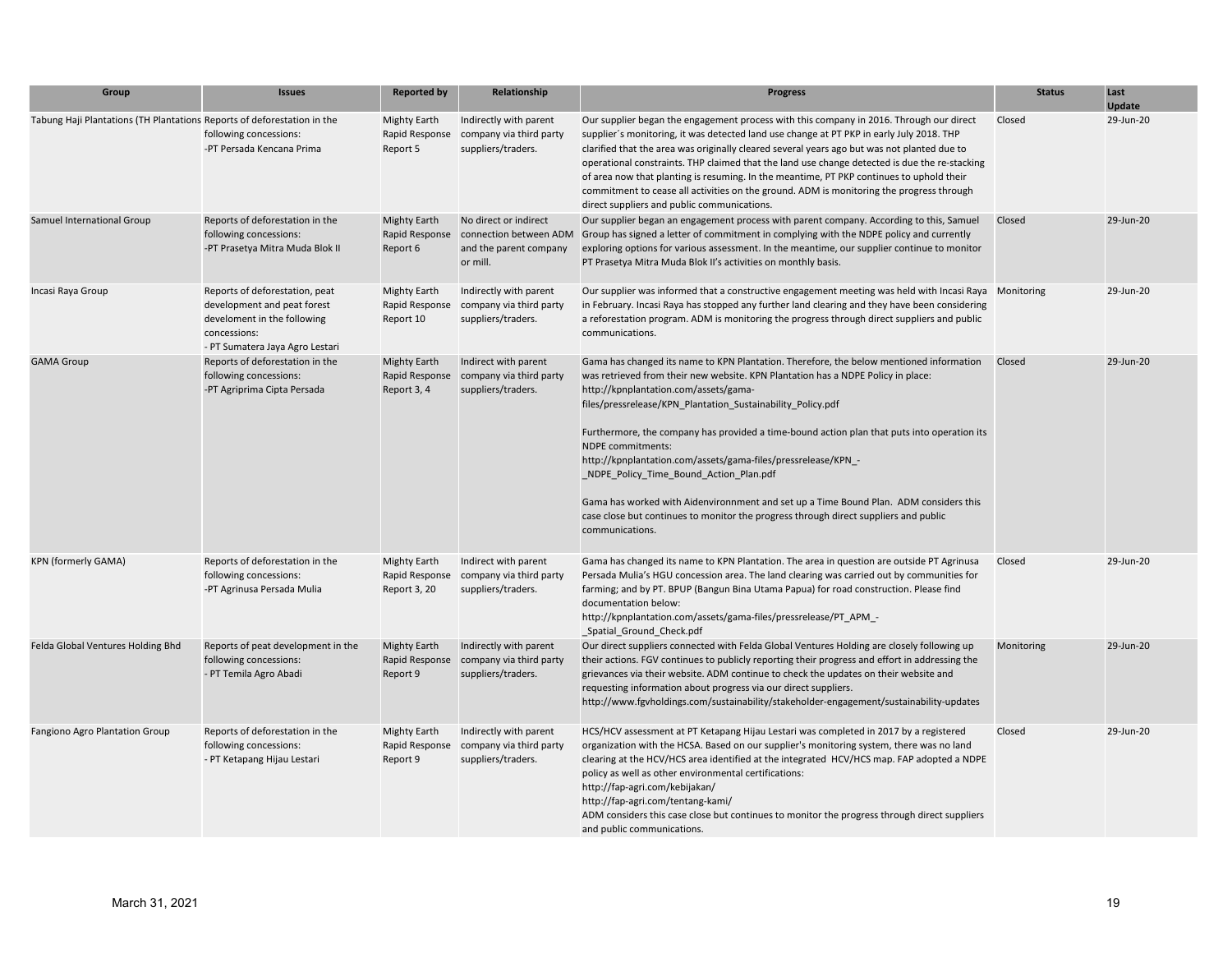| Group | Issues | Reported by | Relationship | Progress | Status | Last Update |
|---|---|---|---|---|---|---|
| Tabung Haji Plantations (TH Plantations | Reports of deforestation in the following concessions:<br>-PT Persada Kencana Prima | Mighty Earth Rapid Response Report 5 | Indirectly with parent company via third party suppliers/traders. | Our supplier began the engagement process with this company in 2016. Through our direct supplier´s monitoring, it was detected land use change at PT PKP in early July 2018. THP clarified that the area was originally cleared several years ago but was not planted due to operational constraints. THP claimed that the land use change detected is due the re-stacking of area now that planting is resuming. In the meantime, PT PKP continues to uphold their commitment to cease all activities on the ground. ADM is monitoring the progress through direct suppliers and public communications. | Closed | 29-Jun-20 |
| Samuel International Group | Reports of deforestation in the following concessions:<br>-PT Prasetya Mitra Muda Blok II | Mighty Earth Rapid Response Report 6 | No direct or indirect connection between ADM and the parent company or mill. | Our supplier began an engagement process with parent company. According to this, Samuel Group has signed a letter of commitment in complying with the NDPE policy and currently exploring options for various assessment. In the meantime, our supplier continue to monitor PT Prasetya Mitra Muda Blok II's activities on monthly basis. | Closed | 29-Jun-20 |
| Incasi Raya Group | Reports of deforestation, peat development and peat forest develoment in the following concessions:<br>- PT Sumatera Jaya Agro Lestari | Mighty Earth Rapid Response Report 10 | Indirectly with parent company via third party suppliers/traders. | Our supplier was informed that a constructive engagement meeting was held with Incasi Raya in February. Incasi Raya has stopped any further land clearing and they have been considering a reforestation program. ADM is monitoring the progress through direct suppliers and public communications. | Monitoring | 29-Jun-20 |
| GAMA Group | Reports of deforestation in the following concessions:<br>-PT Agriprima Cipta Persada | Mighty Earth Rapid Response Report 3, 4 | Indirect with parent company via third party suppliers/traders. | Gama has changed its name to KPN Plantation. Therefore, the below mentioned information was retrieved from their new website. KPN Plantation has a NDPE Policy in place:<br>http://kpnplantation.com/assets/gama-files/pressrelease/KPN_Plantation_Sustainability_Policy.pdf<br><br>Furthermore, the company has provided a time-bound action plan that puts into operation its NDPE commitments:<br>http://kpnplantation.com/assets/gama-files/pressrelease/KPN_-_NDPE_Policy_Time_Bound_Action_Plan.pdf<br><br>Gama has worked with Aidenvironnment and set up a Time Bound Plan. ADM considers this case close but continues to monitor the progress through direct suppliers and public communications. | Closed | 29-Jun-20 |
| KPN (formerly GAMA) | Reports of deforestation in the following concessions:<br>-PT Agrinusa Persada Mulia | Mighty Earth Rapid Response Report 3, 20 | Indirect with parent company via third party suppliers/traders. | Gama has changed its name to KPN Plantation. The area in question are outside PT Agrinusa Persada Mulia's HGU concession area. The land clearing was carried out by communities for farming; and by PT. BPUP (Bangun Bina Utama Papua) for road construction. Please find documentation below:<br>http://kpnplantation.com/assets/gama-files/pressrelease/PT_APM_-_Spatial_Ground_Check.pdf | Closed | 29-Jun-20 |
| Felda Global Ventures Holding Bhd | Reports of peat development in the following concessions:<br>- PT Temila Agro Abadi | Mighty Earth Rapid Response Report 9 | Indirectly with parent company via third party suppliers/traders. | Our direct suppliers connected with Felda Global Ventures Holding are closely following up their actions. FGV continues to publicly reporting their progress and effort in addressing the grievances via their website. ADM continue to check the updates on their website and requesting information about progress via our direct suppliers.<br>http://www.fgvholdings.com/sustainability/stakeholder-engagement/sustainability-updates | Monitoring | 29-Jun-20 |
| Fangiono Agro Plantation Group | Reports of deforestation in the following concessions:<br>- PT Ketapang Hijau Lestari | Mighty Earth Rapid Response Report 9 | Indirectly with parent company via third party suppliers/traders. | HCS/HCV assessment at PT Ketapang Hijau Lestari was completed in 2017 by a registered organization with the HCSA. Based on our supplier's monitoring system, there was no land clearing at the HCV/HCS area identified at the integrated HCV/HCS map. FAP adopted a NDPE policy as well as other environmental certifications:<br>http://fap-agri.com/kebijakan/<br>http://fap-agri.com/tentang-kami/<br>ADM considers this case close but continues to monitor the progress through direct suppliers and public communications. | Closed | 29-Jun-20 |

March 31, 2021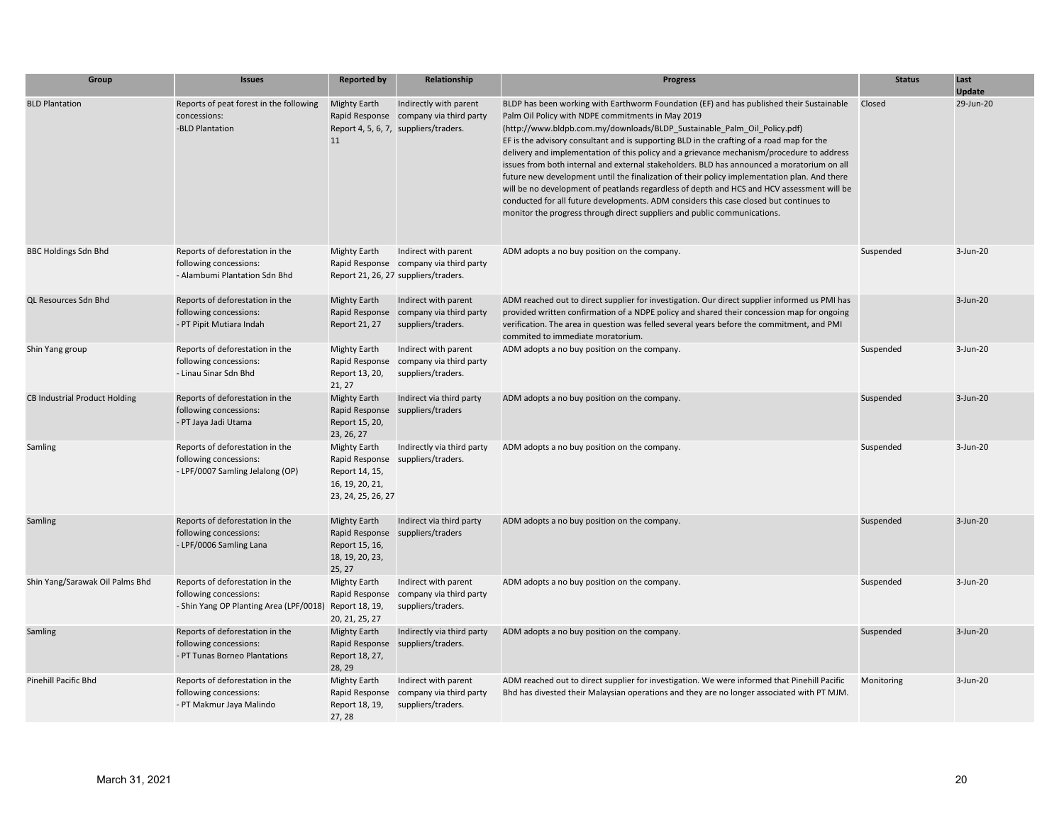| Group | Issues | Reported by | Relationship | Progress | Status | Last Update |
|---|---|---|---|---|---|---|
| BLD Plantation | Reports of peat forest in the following concessions:<br>-BLD Plantation | Mighty Earth Rapid Response Report 4, 5, 6, 7, 11 | Indirectly with parent company via third party suppliers/traders. | BLDP has been working with Earthworm Foundation (EF) and has published their Sustainable Palm Oil Policy with NDPE commitments in May 2019 (http://www.bldpb.com.my/downloads/BLDP_Sustainable_Palm_Oil_Policy.pdf) EF is the advisory consultant and is supporting BLD in the crafting of a road map for the delivery and implementation of this policy and a grievance mechanism/procedure to address issues from both internal and external stakeholders. BLD has announced a moratorium on all future new development until the finalization of their policy implementation plan. And there will be no development of peatlands regardless of depth and HCS and HCV assessment will be conducted for all future developments. ADM considers this case closed but continues to monitor the progress through direct suppliers and public communications. | Closed | 29-Jun-20 |
| BBC Holdings Sdn Bhd | Reports of deforestation in the following concessions:<br>- Alambumi Plantation Sdn Bhd | Mighty Earth Rapid Response Report 21, 26, 27 | Indirect with parent company via third party suppliers/traders. | ADM adopts a no buy position on the company. | Suspended | 3-Jun-20 |
| QL Resources Sdn Bhd | Reports of deforestation in the following concessions:<br>- PT Pipit Mutiara Indah | Mighty Earth Rapid Response Report 21, 27 | Indirect with parent company via third party suppliers/traders. | ADM reached out to direct supplier for investigation. Our direct supplier informed us PMI has provided written confirmation of a NDPE policy and shared their concession map for ongoing verification. The area in question was felled several years before the commitment, and PMI commited to immediate moratorium. | | 3-Jun-20 |
| Shin Yang group | Reports of deforestation in the following concessions:<br>- Linau Sinar Sdn Bhd | Mighty Earth Rapid Response Report 13, 20, 21, 27 | Indirect with parent company via third party suppliers/traders. | ADM adopts a no buy position on the company. | Suspended | 3-Jun-20 |
| CB Industrial Product Holding | Reports of deforestation in the following concessions:<br>- PT Jaya Jadi Utama | Mighty Earth Rapid Response Report 15, 20, 23, 26, 27 | Indirect via third party suppliers/traders | ADM adopts a no buy position on the company. | Suspended | 3-Jun-20 |
| Samling | Reports of deforestation in the following concessions:<br>- LPF/0007 Samling Jelalong (OP) | Mighty Earth Rapid Response Report 14, 15, 16, 19, 20, 21, 23, 24, 25, 26, 27 | Indirectly via third party suppliers/traders. | ADM adopts a no buy position on the company. | Suspended | 3-Jun-20 |
| Samling | Reports of deforestation in the following concessions:<br>- LPF/0006 Samling Lana | Mighty Earth Rapid Response Report 15, 16, 18, 19, 20, 23, 25, 27 | Indirect via third party suppliers/traders | ADM adopts a no buy position on the company. | Suspended | 3-Jun-20 |
| Shin Yang/Sarawak Oil Palms Bhd | Reports of deforestation in the following concessions:<br>- Shin Yang OP Planting Area (LPF/0018) | Mighty Earth Rapid Response Report 18, 19, 20, 21, 25, 27 | Indirect with parent company via third party suppliers/traders. | ADM adopts a no buy position on the company. | Suspended | 3-Jun-20 |
| Samling | Reports of deforestation in the following concessions:<br>- PT Tunas Borneo Plantations | Mighty Earth Rapid Response Report 18, 27, 28, 29 | Indirectly via third party suppliers/traders. | ADM adopts a no buy position on the company. | Suspended | 3-Jun-20 |
| Pinehill Pacific Bhd | Reports of deforestation in the following concessions:<br>- PT Makmur Jaya Malindo | Mighty Earth Rapid Response Report 18, 19, 27, 28 | Indirect with parent company via third party suppliers/traders. | ADM reached out to direct supplier for investigation. We were informed that Pinehill Pacific Bhd has divested their Malaysian operations and they are no longer associated with PT MJM. | Monitoring | 3-Jun-20 |

March 31, 2021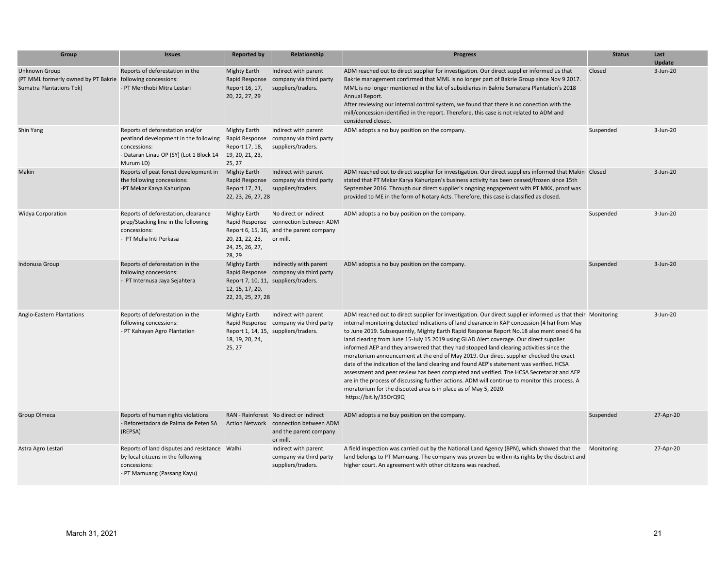| Group | Issues | Reported by | Relationship | Progress | Status | Last Update |
|---|---|---|---|---|---|---|
| Unknown Group (PT MML formerly owned by PT Bakrie Sumatra Plantations Tbk) | Reports of deforestation in the following concessions:<br>- PT Menthobi Mitra Lestari | Mighty Earth Rapid Response Report 16, 17, 20, 22, 27, 29 | Indirect with parent company via third party suppliers/traders. | ADM reached out to direct supplier for investigation. Our direct supplier informed us that Bakrie management confirmed that MML is no longer part of Bakrie Group since Nov 9 2017. MML is no longer mentioned in the list of subsidiaries in Bakrie Sumatera Plantation's 2018 Annual Report.<br>After reviewing our internal control system, we found that there is no conection with the mill/concession identified in the report. Therefore, this case is not related to ADM and considered closed. | Closed | 3-Jun-20 |
| Shin Yang | Reports of deforestation and/or peatland development in the following concessions:<br>- Dataran Linau OP (SY) (Lot 1 Block 14 Murum LD) | Mighty Earth Rapid Response Report 17, 18, 19, 20, 21, 23, 25, 27 | Indirect with parent company via third party suppliers/traders. | ADM adopts a no buy position on the company. | Suspended | 3-Jun-20 |
| Makin | Reports of peat forest development in the following concessions:<br>-PT Mekar Karya Kahuripan | Mighty Earth Rapid Response Report 17, 21, 22, 23, 26, 27, 28 | Indirect with parent company via third party suppliers/traders. | ADM reached out to direct supplier for investigation. Our direct suppliers informed that Makin stated that PT Mekar Karya Kahuripan's business activity has been ceased/frozen since 15th September 2016. Through our direct supplier's ongoing engagement with PT MKK, proof was provided to ME in the form of Notary Acts. Therefore, this case is classified as closed. | Closed | 3-Jun-20 |
| Widya Corporation | Reports of deforestation, clearance prep/Stacking line in the following concessions:<br>- PT Mulia Inti Perkasa | Mighty Earth Rapid Response Report 6, 15, 16, 20, 21, 22, 23, 24, 25, 26, 27, 28, 29 | No direct or indirect connection between ADM and the parent company or mill. | ADM adopts a no buy position on the company. | Suspended | 3-Jun-20 |
| Indonusa Group | Reports of deforestation in the following concessions:<br>- PT Internusa Jaya Sejahtera | Mighty Earth Rapid Response Report 7, 10, 11, 12, 15, 17, 20, 22, 23, 25, 27, 28 | Indirectly with parent company via third party suppliers/traders. | ADM adopts a no buy position on the company. | Suspended | 3-Jun-20 |
| Anglo-Eastern Plantations | Reports of deforestation in the following concessions:<br>- PT Kahayan Agro Plantation | Mighty Earth Rapid Response Report 1, 14, 15, 18, 19, 20, 24, 25, 27 | Indirect with parent company via third party suppliers/traders. | ADM reached out to direct supplier for investigation. Our direct supplier informed us that their internal monitoring detected indications of land clearance in KAP concession (4 ha) from May to June 2019. Subsequently, Mighty Earth Rapid Response Report No.18 also mentioned 6 ha land clearing from June 15-July 15 2019 using GLAD Alert coverage. Our direct supplier informed AEP and they answered that they had stopped land clearing activities since the moratorium announcement at the end of May 2019. Our direct supplier checked the exact date of the indication of the land clearing and found AEP's statement was verified. HCSA assessment and peer review has been completed and verified. The HCSA Secretariat and AEP are in the process of discussing further actions. ADM will continue to monitor this process. A moratorium for the disputed area is in place as of May 5, 2020:<br>https://bit.ly/35OrQ9Q | Monitoring | 3-Jun-20 |
| Group Olmeca | Reports of human rights violations<br>- Reforestadora de Palma de Peten SA (REPSA) | RAN - Rainforest Action Network | No direct or indirect connection between ADM and the parent company or mill. | ADM adopts a no buy position on the company. | Suspended | 27-Apr-20 |
| Astra Agro Lestari | Reports of land disputes and resistance by local citizens in the following concessions:<br>- PT Mamuang (Passang Kayu) | Walhi | Indirect with parent company via third party suppliers/traders. | A field inspection was carried out by the National Land Agency (BPN), which showed that the land belongs to PT Mamuang. The company was proven be within its rights by the disctrict and higher court. An agreement with other cititzens was reached. | Monitoring | 27-Apr-20 |

March 31, 2021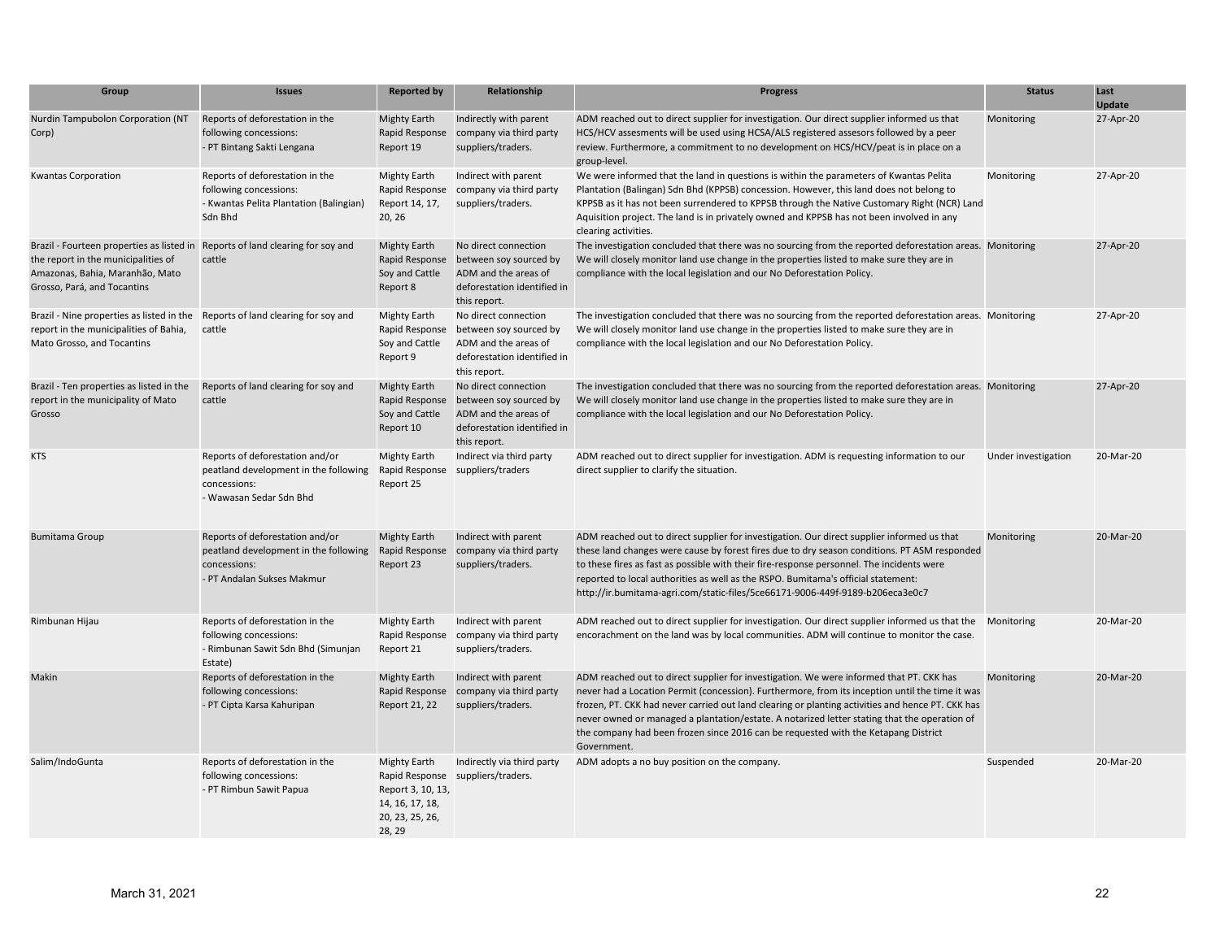| Group | Issues | Reported by | Relationship | Progress | Status | Last Update |
|---|---|---|---|---|---|---|
| Nurdin Tampubolon Corporation (NT Corp) | Reports of deforestation in the following concessions:<br>- PT Bintang Sakti Lengana | Mighty Earth Rapid Response Report 19 | Indirectly with parent company via third party suppliers/traders. | ADM reached out to direct supplier for investigation. Our direct supplier informed us that HCS/HCV assesments will be used using HCSA/ALS registered assesors followed by a peer review. Furthermore, a commitment to no development on HCS/HCV/peat is in place on a group-level. | Monitoring | 27-Apr-20 |
| Kwantas Corporation | Reports of deforestation in the following concessions:<br>- Kwantas Pelita Plantation (Balingian) Sdn Bhd | Mighty Earth Rapid Response Report 14, 17, 20, 26 | Indirect with parent company via third party suppliers/traders. | We were informed that the land in questions is within the parameters of Kwantas Pelita Plantation (Balingan) Sdn Bhd (KPPSB) concession. However, this land does not belong to KPPSB as it has not been surrendered to KPPSB through the Native Customary Right (NCR) Land Aquisition project. The land is in privately owned and KPPSB has not been involved in any clearing activities. | Monitoring | 27-Apr-20 |
| Brazil - Fourteen properties as listed in the report in the municipalities of Amazonas, Bahia, Maranhão, Mato Grosso, Pará, and Tocantins | Reports of land clearing for soy and cattle | Mighty Earth Rapid Response Soy and Cattle Report 8 | No direct connection between soy sourced by ADM and the areas of deforestation identified in this report. | The investigation concluded that there was no sourcing from the reported deforestation areas. We will closely monitor land use change in the properties listed to make sure they are in compliance with the local legislation and our No Deforestation Policy. | Monitoring | 27-Apr-20 |
| Brazil - Nine properties as listed in the report in the municipalities of Bahia, Mato Grosso, and Tocantins | Reports of land clearing for soy and cattle | Mighty Earth Rapid Response Soy and Cattle Report 9 | No direct connection between soy sourced by ADM and the areas of deforestation identified in this report. | The investigation concluded that there was no sourcing from the reported deforestation areas. We will closely monitor land use change in the properties listed to make sure they are in compliance with the local legislation and our No Deforestation Policy. | Monitoring | 27-Apr-20 |
| Brazil - Ten properties as listed in the report in the municipality of Mato Grosso | Reports of land clearing for soy and cattle | Mighty Earth Rapid Response Soy and Cattle Report 10 | No direct connection between soy sourced by ADM and the areas of deforestation identified in this report. | The investigation concluded that there was no sourcing from the reported deforestation areas. We will closely monitor land use change in the properties listed to make sure they are in compliance with the local legislation and our No Deforestation Policy. | Monitoring | 27-Apr-20 |
| KTS | Reports of deforestation and/or peatland development in the following concessions:<br>- Wawasan Sedar Sdn Bhd | Mighty Earth Rapid Response Report 25 | Indirect via third party suppliers/traders | ADM reached out to direct supplier for investigation. ADM is requesting information to our direct supplier to clarify the situation. | Under investigation | 20-Mar-20 |
| Bumitama Group | Reports of deforestation and/or peatland development in the following concessions:<br>- PT Andalan Sukses Makmur | Mighty Earth Rapid Response Report 23 | Indirect with parent company via third party suppliers/traders. | ADM reached out to direct supplier for investigation. Our direct supplier informed us that these land changes were cause by forest fires due to dry season conditions. PT ASM responded to these fires as fast as possible with their fire-response personnel. The incidents were reported to local authorities as well as the RSPO. Bumitama's official statement: http://ir.bumitama-agri.com/static-files/5ce66171-9006-449f-9189-b206eca3e0c7 | Monitoring | 20-Mar-20 |
| Rimbunan Hijau | Reports of deforestation in the following concessions:<br>- Rimbunan Sawit Sdn Bhd (Simunjan Estate) | Mighty Earth Rapid Response Report 21 | Indirect with parent company via third party suppliers/traders. | ADM reached out to direct supplier for investigation. Our direct supplier informed us that the encorachment on the land was by local communities. ADM will continue to monitor the case. | Monitoring | 20-Mar-20 |
| Makin | Reports of deforestation in the following concessions:<br>- PT Cipta Karsa Kahuripan | Mighty Earth Rapid Response Report 21, 22 | Indirect with parent company via third party suppliers/traders. | ADM reached out to direct supplier for investigation. We were informed that PT. CKK has never had a Location Permit (concession). Furthermore, from its inception until the time it was frozen, PT. CKK had never carried out land clearing or planting activities and hence PT. CKK has never owned or managed a plantation/estate. A notarized letter stating that the operation of the company had been frozen since 2016 can be requested with the Ketapang District Government. | Monitoring | 20-Mar-20 |
| Salim/IndoGunta | Reports of deforestation in the following concessions:<br>- PT Rimbun Sawit Papua | Mighty Earth Rapid Response Report 3, 10, 13, 14, 16, 17, 18, 20, 23, 25, 26, 28, 29 | Indirectly via third party suppliers/traders. | ADM adopts a no buy position on the company. | Suspended | 20-Mar-20 |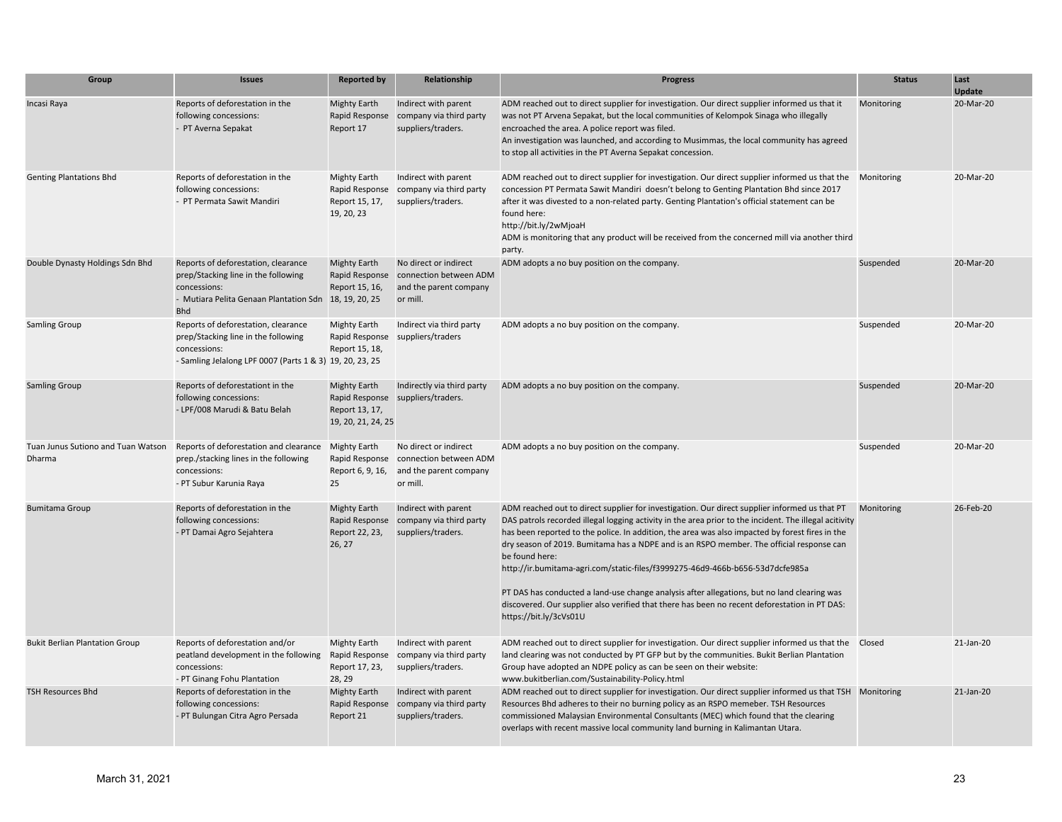| Group | Issues | Reported by | Relationship | Progress | Status | Last Update |
|---|---|---|---|---|---|---|
| Incasi Raya | Reports of deforestation in the following concessions:<br>- PT Averna Sepakat | Mighty Earth Rapid Response Report 17 | Indirect with parent company via third party suppliers/traders. | ADM reached out to direct supplier for investigation. Our direct supplier informed us that it was not PT Arvena Sepakat, but the local communities of Kelompok Sinaga who illegally encroached the area. A police report was filed.<br>An investigation was launched, and according to Musimmas, the local community has agreed to stop all activities in the PT Averna Sepakat concession. | Monitoring | 20-Mar-20 |
| Genting Plantations Bhd | Reports of deforestation in the following concessions:<br>- PT Permata Sawit Mandiri | Mighty Earth Rapid Response Report 15, 17, 19, 20, 23 | Indirect with parent company via third party suppliers/traders. | ADM reached out to direct supplier for investigation. Our direct supplier informed us that the concession PT Permata Sawit Mandiri doesn't belong to Genting Plantation Bhd since 2017 after it was divested to a non-related party. Genting Plantation's official statement can be found here:<br>http://bit.ly/2wMjoaH<br>ADM is monitoring that any product will be received from the concerned mill via another third party. | Monitoring | 20-Mar-20 |
| Double Dynasty Holdings Sdn Bhd | Reports of deforestation, clearance prep/Stacking line in the following concessions:<br>- Mutiara Pelita Genaan Plantation Sdn Bhd | Mighty Earth Rapid Response Report 15, 16, 18, 19, 20, 25 | No direct or indirect connection between ADM and the parent company or mill. | ADM adopts a no buy position on the company. | Suspended | 20-Mar-20 |
| Samling Group | Reports of deforestation, clearance prep/Stacking line in the following concessions:<br>- Samling Jelalong LPF 0007 (Parts 1 & 3) | Mighty Earth Rapid Response Report 15, 18, 19, 20, 23, 25 | Indirect via third party suppliers/traders | ADM adopts a no buy position on the company. | Suspended | 20-Mar-20 |
| Samling Group | Reports of deforestationt in the following concessions:<br>- LPF/008 Marudi & Batu Belah | Mighty Earth Rapid Response Report 13, 17, 19, 20, 21, 24, 25 | Indirectly via third party suppliers/traders. | ADM adopts a no buy position on the company. | Suspended | 20-Mar-20 |
| Tuan Junus Sutiono and Tuan Watson Dharma | Reports of deforestation and clearance prep./stacking lines in the following concessions:<br>- PT Subur Karunia Raya | Mighty Earth Rapid Response Report 6, 9, 16, 25 | No direct or indirect connection between ADM and the parent company or mill. | ADM adopts a no buy position on the company. | Suspended | 20-Mar-20 |
| Bumitama Group | Reports of deforestation in the following concessions:<br>- PT Damai Agro Sejahtera | Mighty Earth Rapid Response Report 22, 23, 26, 27 | Indirect with parent company via third party suppliers/traders. | ADM reached out to direct supplier for investigation. Our direct supplier informed us that PT DAS patrols recorded illegal logging activity in the area prior to the incident. The illegal acitivity has been reported to the police. In addition, the area was also impacted by forest fires in the dry season of 2019. Bumitama has a NDPE and is an RSPO member. The official response can be found here:<br>http://ir.bumitama-agri.com/static-files/f3999275-46d9-466b-b656-53d7dcfe985a<br><br>PT DAS has conducted a land-use change analysis after allegations, but no land clearing was discovered. Our supplier also verified that there has been no recent deforestation in PT DAS:<br>https://bit.ly/3cVs01U | Monitoring | 26-Feb-20 |
| Bukit Berlian Plantation Group | Reports of deforestation and/or peatland development in the following concessions:<br>- PT Ginang Fohu Plantation | Mighty Earth Rapid Response Report 17, 23, 28, 29 | Indirect with parent company via third party suppliers/traders. | ADM reached out to direct supplier for investigation. Our direct supplier informed us that the land clearing was not conducted by PT GFP but by the communities. Bukit Berlian Plantation Group have adopted an NDPE policy as can be seen on their website:<br>www.bukitberlian.com/Sustainability-Policy.html | Closed | 21-Jan-20 |
| TSH Resources Bhd | Reports of deforestation in the following concessions:<br>- PT Bulungan Citra Agro Persada | Mighty Earth Rapid Response Report 21 | Indirect with parent company via third party suppliers/traders. | ADM reached out to direct supplier for investigation. Our direct supplier informed us that TSH Resources Bhd adheres to their no burning policy as an RSPO memeber. TSH Resources commissioned Malaysian Environmental Consultants (MEC) which found that the clearing overlaps with recent massive local community land burning in Kalimantan Utara. | Monitoring | 21-Jan-20 |

March 31, 2021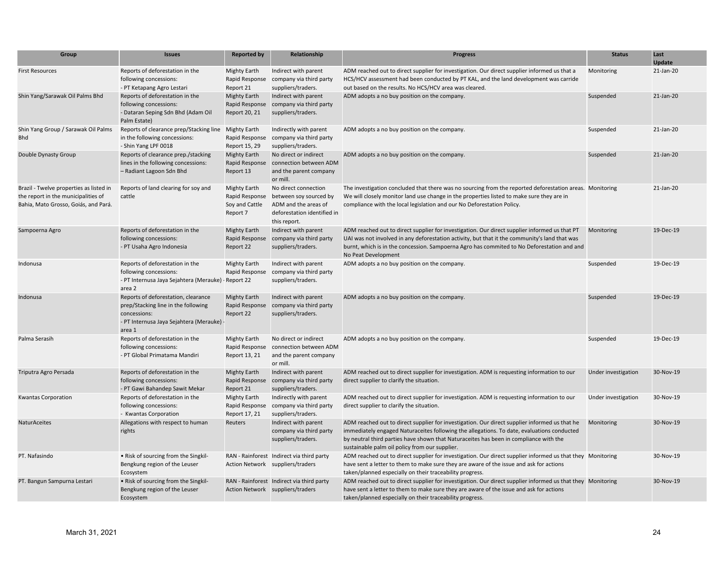| Group | Issues | Reported by | Relationship | Progress | Status | Last Update |
|---|---|---|---|---|---|---|
| First Resources | Reports of deforestation in the following concessions:<br>- PT Ketapang Agro Lestari | Mighty Earth Rapid Response Report 21 | Indirect with parent company via third party suppliers/traders. | ADM reached out to direct supplier for investigation. Our direct supplier informed us that a HCS/HCV assessment had been conducted by PT KAL, and the land development was carride out based on the results. No HCS/HCV area was cleared. | Monitoring | 21-Jan-20 |
| Shin Yang/Sarawak Oil Palms Bhd | Reports of deforestation in the following concessions:<br>- Dataran Seping Sdn Bhd (Adam Oil Palm Estate) | Mighty Earth Rapid Response Report 20, 21 | Indirect with parent company via third party suppliers/traders. | ADM adopts a no buy position on the company. | Suspended | 21-Jan-20 |
| Shin Yang Group / Sarawak Oil Palms Bhd | Reports of clearance prep/Stacking line in the following concessions:<br>- Shin Yang LPF 0018 | Mighty Earth Rapid Response Report 15, 29 | Indirectly with parent company via third party suppliers/traders. | ADM adopts a no buy position on the company. | Suspended | 21-Jan-20 |
| Double Dynasty Group | Reports of clearance prep./stacking lines in the following concessions:<br>– Radiant Lagoon Sdn Bhd | Mighty Earth Rapid Response Report 13 | No direct or indirect connection between ADM and the parent company or mill. | ADM adopts a no buy position on the company. | Suspended | 21-Jan-20 |
| Brazil - Twelve properties as listed in the report in the municipalities of Bahia, Mato Grosso, Goiás, and Pará. | Reports of land clearing for soy and cattle | Mighty Earth Rapid Response Soy and Cattle Report 7 | No direct connection between soy sourced by ADM and the areas of deforestation identified in this report. | The investigation concluded that there was no sourcing from the reported deforestation areas. We will closely monitor land use change in the properties listed to make sure they are in compliance with the local legislation and our No Deforestation Policy. | Monitoring | 21-Jan-20 |
| Sampoerna Agro | Reports of deforestation in the following concessions:<br>- PT Usaha Agro Indonesia | Mighty Earth Rapid Response Report 22 | Indirect with parent company via third party suppliers/traders. | ADM reached out to direct supplier for investigation. Our direct supplier informed us that PT UAI was not involved in any deforestation activity, but that it the community's land that was burnt, which is in the concession. Sampoerna Agro has commited to No Deforestation and and No Peat Development | Monitoring | 19-Dec-19 |
| Indonusa | Reports of deforestation in the following concessions:<br>- PT Internusa Jaya Sejahtera (Merauke) - area 2 | Mighty Earth Rapid Response Report 22 | Indirect with parent company via third party suppliers/traders. | ADM adopts a no buy position on the company. | Suspended | 19-Dec-19 |
| Indonusa | Reports of deforestation, clearance prep/Stacking line in the following concessions:<br>- PT Internusa Jaya Sejahtera (Merauke) - area 1 | Mighty Earth Rapid Response Report 22 | Indirect with parent company via third party suppliers/traders. | ADM adopts a no buy position on the company. | Suspended | 19-Dec-19 |
| Palma Serasih | Reports of deforestation in the following concessions:<br>- PT Global Primatama Mandiri | Mighty Earth Rapid Response Report 13, 21 | No direct or indirect connection between ADM and the parent company or mill. | ADM adopts a no buy position on the company. | Suspended | 19-Dec-19 |
| Triputra Agro Persada | Reports of deforestation in the following concessions:<br>- PT Gawi Bahandep Sawit Mekar | Mighty Earth Rapid Response Report 21 | Indirect with parent company via third party suppliers/traders. | ADM reached out to direct supplier for investigation. ADM is requesting information to our direct supplier to clarify the situation. | Under investigation | 30-Nov-19 |
| Kwantas Corporation | Reports of deforestation in the following concessions:<br>- Kwantas Corporation | Mighty Earth Rapid Response Report 17, 21 | Indirectly with parent company via third party suppliers/traders. | ADM reached out to direct supplier for investigation. ADM is requesting information to our direct supplier to clarify the situation. | Under investigation | 30-Nov-19 |
| NaturAceites | Allegations with respect to human rights | Reuters | Indirect with parent company via third party suppliers/traders. | ADM reached out to direct supplier for investigation. Our direct supplier informed us that he immediately engaged Naturaceites following the allegations. To date, evaluations conducted by neutral third parties have shown that Naturaceites has been in compliance with the sustainable palm oil policy from our supplier. | Monitoring | 30-Nov-19 |
| PT. Nafasindo | • Risk of sourcing from the Singkil-Bengkung region of the Leuser Ecosystem | RAN - Rainforest Action Network | Indirect via third party suppliers/traders | ADM reached out to direct supplier for investigation. Our direct supplier informed us that they have sent a letter to them to make sure they are aware of the issue and ask for actions taken/planned especially on their traceability progress. | Monitoring | 30-Nov-19 |
| PT. Bangun Sampurna Lestari | • Risk of sourcing from the Singkil-Bengkung region of the Leuser Ecosystem | RAN - Rainforest Action Network | Indirect via third party suppliers/traders | ADM reached out to direct supplier for investigation. Our direct supplier informed us that they have sent a letter to them to make sure they are aware of the issue and ask for actions taken/planned especially on their traceability progress. | Monitoring | 30-Nov-19 |

March 31, 2021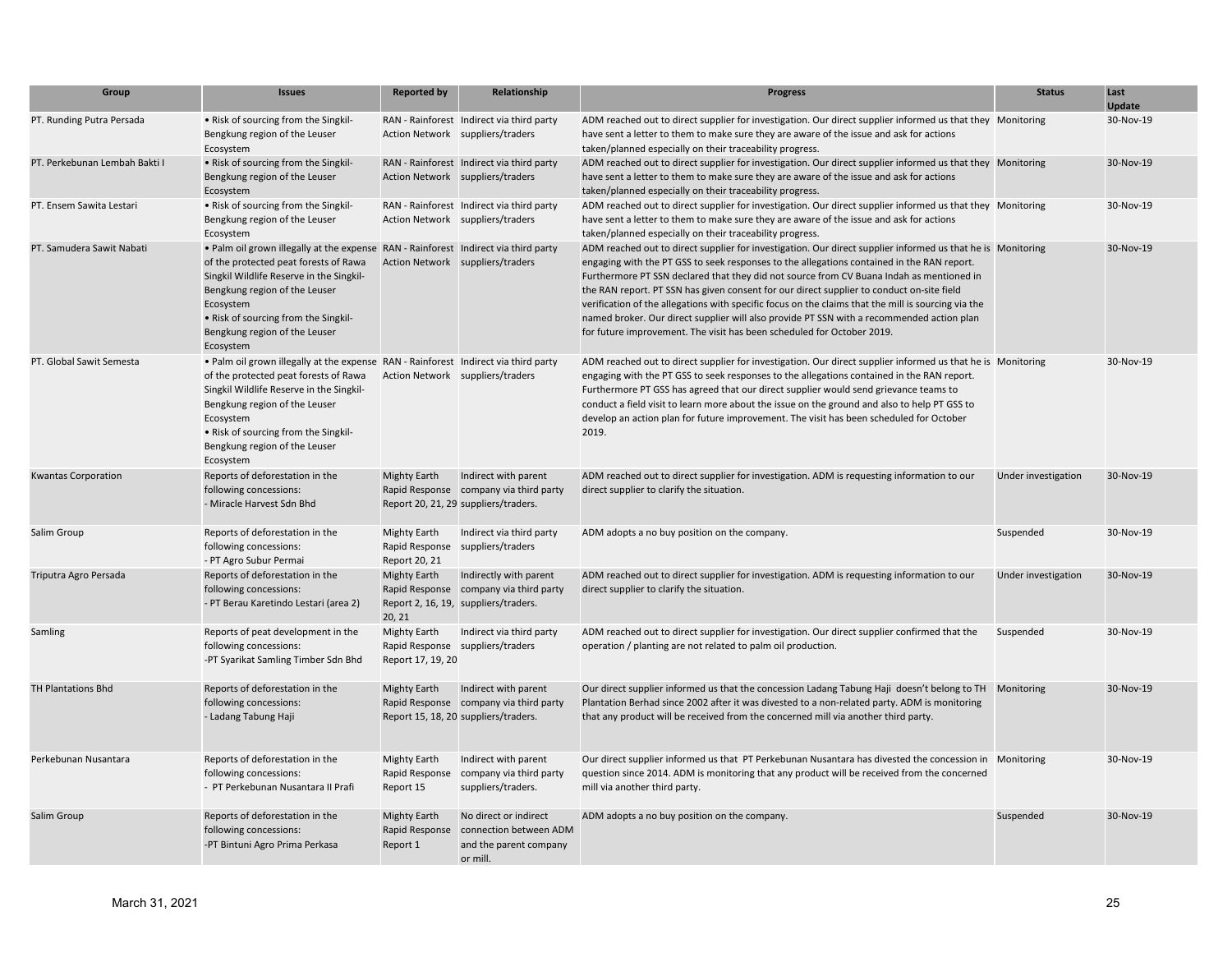| Group | Issues | Reported by | Relationship | Progress | Status | Last Update |
|---|---|---|---|---|---|---|
| PT. Runding Putra Persada | • Risk of sourcing from the Singkil-Bengkung region of the Leuser Ecosystem | RAN - Rainforest Action Network | Indirect via third party suppliers/traders | ADM reached out to direct supplier for investigation. Our direct supplier informed us that they have sent a letter to them to make sure they are aware of the issue and ask for actions taken/planned especially on their traceability progress. | Monitoring | 30-Nov-19 |
| PT. Perkebunan Lembah Bakti I | • Risk of sourcing from the Singkil-Bengkung region of the Leuser Ecosystem | RAN - Rainforest Action Network | Indirect via third party suppliers/traders | ADM reached out to direct supplier for investigation. Our direct supplier informed us that they have sent a letter to them to make sure they are aware of the issue and ask for actions taken/planned especially on their traceability progress. | Monitoring | 30-Nov-19 |
| PT. Ensem Sawita Lestari | • Risk of sourcing from the Singkil-Bengkung region of the Leuser Ecosystem | RAN - Rainforest Action Network | Indirect via third party suppliers/traders | ADM reached out to direct supplier for investigation. Our direct supplier informed us that they have sent a letter to them to make sure they are aware of the issue and ask for actions taken/planned especially on their traceability progress. | Monitoring | 30-Nov-19 |
| PT. Samudera Sawit Nabati | • Palm oil grown illegally at the expense of the protected peat forests of Rawa Singkil Wildlife Reserve in the Singkil-Bengkung region of the Leuser Ecosystem<br>• Risk of sourcing from the Singkil-Bengkung region of the Leuser Ecosystem | RAN - Rainforest Action Network | Indirect via third party suppliers/traders | ADM reached out to direct supplier for investigation. Our direct supplier informed us that he is engaging with the PT GSS to seek responses to the allegations contained in the RAN report. Furthermore PT SSN declared that they did not source from CV Buana Indah as mentioned in the RAN report. PT SSN has given consent for our direct supplier to conduct on-site field verification of the allegations with specific focus on the claims that the mill is sourcing via the named broker. Our direct supplier will also provide PT SSN with a recommended action plan for future improvement. The visit has been scheduled for October 2019. | Monitoring | 30-Nov-19 |
| PT. Global Sawit Semesta | • Palm oil grown illegally at the expense of the protected peat forests of Rawa Singkil Wildlife Reserve in the Singkil-Bengkung region of the Leuser Ecosystem<br>• Risk of sourcing from the Singkil-Bengkung region of the Leuser Ecosystem | RAN - Rainforest Action Network | Indirect via third party suppliers/traders | ADM reached out to direct supplier for investigation. Our direct supplier informed us that he is engaging with the PT GSS to seek responses to the allegations contained in the RAN report. Furthermore PT GSS has agreed that our direct supplier would send grievance teams to conduct a field visit to learn more about the issue on the ground and also to help PT GSS to develop an action plan for future improvement. The visit has been scheduled for October 2019. | Monitoring | 30-Nov-19 |
| Kwantas Corporation | Reports of deforestation in the following concessions:<br>- Miracle Harvest Sdn Bhd | Mighty Earth Rapid Response Report 20, 21, 29 | Indirect with parent company via third party suppliers/traders. | ADM reached out to direct supplier for investigation. ADM is requesting information to our direct supplier to clarify the situation. | Under investigation | 30-Nov-19 |
| Salim Group | Reports of deforestation in the following concessions:<br>- PT Agro Subur Permai | Mighty Earth Rapid Response Report 20, 21 | Indirect via third party suppliers/traders | ADM adopts a no buy position on the company. | Suspended | 30-Nov-19 |
| Triputra Agro Persada | Reports of deforestation in the following concessions:<br>- PT Berau Karetindo Lestari (area 2) | Mighty Earth Rapid Response Report 2, 16, 19, 20, 21 | Indirectly with parent company via third party suppliers/traders. | ADM reached out to direct supplier for investigation. ADM is requesting information to our direct supplier to clarify the situation. | Under investigation | 30-Nov-19 |
| Samling | Reports of peat development in the following concessions:<br>-PT Syarikat Samling Timber Sdn Bhd | Mighty Earth Rapid Response Report 17, 19, 20 | Indirect via third party suppliers/traders | ADM reached out to direct supplier for investigation. Our direct supplier confirmed that the operation / planting are not related to palm oil production. | Suspended | 30-Nov-19 |
| TH Plantations Bhd | Reports of deforestation in the following concessions:<br>- Ladang Tabung Haji | Mighty Earth Rapid Response Report 15, 18, 20 | Indirect with parent company via third party suppliers/traders. | Our direct supplier informed us that the concession Ladang Tabung Haji doesn't belong to TH Plantation Berhad since 2002 after it was divested to a non-related party. ADM is monitoring that any product will be received from the concerned mill via another third party. | Monitoring | 30-Nov-19 |
| Perkebunan Nusantara | Reports of deforestation in the following concessions:<br>- PT Perkebunan Nusantara II Prafi | Mighty Earth Rapid Response Report 15 | Indirect with parent company via third party suppliers/traders. | Our direct supplier informed us that PT Perkebunan Nusantara has divested the concession in question since 2014. ADM is monitoring that any product will be received from the concerned mill via another third party. | Monitoring | 30-Nov-19 |
| Salim Group | Reports of deforestation in the following concessions:<br>-PT Bintuni Agro Prima Perkasa | Mighty Earth Rapid Response Report 1 | No direct or indirect connection between ADM and the parent company or mill. | ADM adopts a no buy position on the company. | Suspended | 30-Nov-19 |

March 31, 2021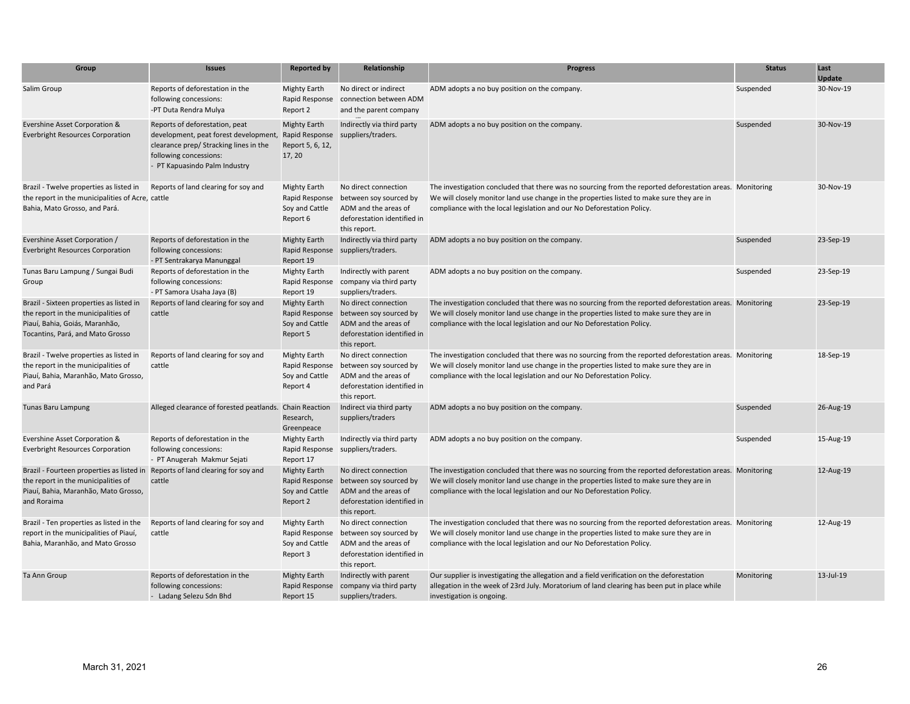| Group | Issues | Reported by | Relationship | Progress | Status | Last Update |
|---|---|---|---|---|---|---|
| Salim Group | Reports of deforestation in the following concessions:<br>-PT Duta Rendra Mulya | Mighty Earth Rapid Response Report 2 | No direct or indirect connection between ADM and the parent company ... | ADM adopts a no buy position on the company. | Suspended | 30-Nov-19 |
| Evershine Asset Corporation & Everbright Resources Corporation | Reports of deforestation, peat development, peat forest development, clearance prep/ Stracking lines in the following concessions:<br>- PT Kapuasindo Palm Industry | Mighty Earth Rapid Response Report 5, 6, 12, 17, 20 | Indirectly via third party suppliers/traders. | ADM adopts a no buy position on the company. | Suspended | 30-Nov-19 |
| Brazil - Twelve properties as listed in the report in the municipalities of Acre, Bahia, Mato Grosso, and Pará. | Reports of land clearing for soy and cattle | Mighty Earth Rapid Response Soy and Cattle Report 6 | No direct connection between soy sourced by ADM and the areas of deforestation identified in this report. | The investigation concluded that there was no sourcing from the reported deforestation areas. We will closely monitor land use change in the properties listed to make sure they are in compliance with the local legislation and our No Deforestation Policy. | Monitoring | 30-Nov-19 |
| Evershine Asset Corporation / Everbright Resources Corporation | Reports of deforestation in the following concessions:<br>- PT Sentrakarya Manunggal | Mighty Earth Rapid Response Report 19 | Indirectly via third party suppliers/traders. | ADM adopts a no buy position on the company. | Suspended | 23-Sep-19 |
| Tunas Baru Lampung / Sungai Budi Group | Reports of deforestation in the following concessions:<br>- PT Samora Usaha Jaya (B) | Mighty Earth Rapid Response Report 19 | Indirectly with parent company via third party suppliers/traders. | ADM adopts a no buy position on the company. | Suspended | 23-Sep-19 |
| Brazil - Sixteen properties as listed in the report in the municipalities of Piauí, Bahia, Goiás, Maranhão, Tocantins, Pará, and Mato Grosso | Reports of land clearing for soy and cattle | Mighty Earth Rapid Response Soy and Cattle Report 5 | No direct connection between soy sourced by ADM and the areas of deforestation identified in this report. | The investigation concluded that there was no sourcing from the reported deforestation areas. We will closely monitor land use change in the properties listed to make sure they are in compliance with the local legislation and our No Deforestation Policy. | Monitoring | 23-Sep-19 |
| Brazil - Twelve properties as listed in the report in the municipalities of Piauí, Bahia, Maranhão, Mato Grosso, and Pará | Reports of land clearing for soy and cattle | Mighty Earth Rapid Response Soy and Cattle Report 4 | No direct connection between soy sourced by ADM and the areas of deforestation identified in this report. | The investigation concluded that there was no sourcing from the reported deforestation areas. We will closely monitor land use change in the properties listed to make sure they are in compliance with the local legislation and our No Deforestation Policy. | Monitoring | 18-Sep-19 |
| Tunas Baru Lampung | Alleged clearance of forested peatlands. | Chain Reaction Research, Greenpeace | Indirect via third party suppliers/traders | ADM adopts a no buy position on the company. | Suspended | 26-Aug-19 |
| Evershine Asset Corporation & Everbright Resources Corporation | Reports of deforestation in the following concessions:<br>- PT Anugerah Makmur Sejati | Mighty Earth Rapid Response Report 17 | Indirectly via third party suppliers/traders. | ADM adopts a no buy position on the company. | Suspended | 15-Aug-19 |
| Brazil - Fourteen properties as listed in the report in the municipalities of Piauí, Bahia, Maranhão, Mato Grosso, and Roraima | Reports of land clearing for soy and cattle | Mighty Earth Rapid Response Soy and Cattle Report 2 | No direct connection between soy sourced by ADM and the areas of deforestation identified in this report. | The investigation concluded that there was no sourcing from the reported deforestation areas. We will closely monitor land use change in the properties listed to make sure they are in compliance with the local legislation and our No Deforestation Policy. | Monitoring | 12-Aug-19 |
| Brazil - Ten properties as listed in the report in the municipalities of Piauí, Bahia, Maranhão, and Mato Grosso | Reports of land clearing for soy and cattle | Mighty Earth Rapid Response Soy and Cattle Report 3 | No direct connection between soy sourced by ADM and the areas of deforestation identified in this report. | The investigation concluded that there was no sourcing from the reported deforestation areas. We will closely monitor land use change in the properties listed to make sure they are in compliance with the local legislation and our No Deforestation Policy. | Monitoring | 12-Aug-19 |
| Ta Ann Group | Reports of deforestation in the following concessions:<br>- Ladang Selezu Sdn Bhd | Mighty Earth Rapid Response Report 15 | Indirectly with parent company via third party suppliers/traders. | Our supplier is investigating the allegation and a field verification on the deforestation allegation in the week of 23rd July. Moratorium of land clearing has been put in place while investigation is ongoing. | Monitoring | 13-Jul-19 |

March 31, 2021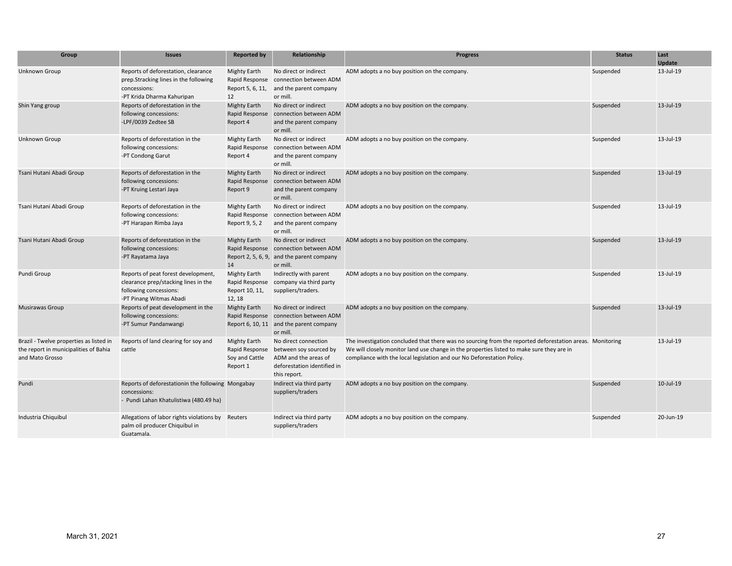| Group | Issues | Reported by | Relationship | Progress | Status | Last Update |
| --- | --- | --- | --- | --- | --- | --- |
| Unknown Group | Reports of deforestation, clearance prep.Stracking lines in the following concessions:<br>-PT Krida Dharma Kahuripan | Mighty Earth Rapid Response Report 5, 6, 11, 12 | No direct or indirect connection between ADM and the parent company or mill. | ADM adopts a no buy position on the company. | Suspended | 13-Jul-19 |
| Shin Yang group | Reports of deforestation in the following concessions:<br>-LPF/0039 Zedtee SB | Mighty Earth Rapid Response Report 4 | No direct or indirect connection between ADM and the parent company or mill. | ADM adopts a no buy position on the company. | Suspended | 13-Jul-19 |
| Unknown Group | Reports of deforestation in the following concessions:<br>-PT Condong Garut | Mighty Earth Rapid Response Report 4 | No direct or indirect connection between ADM and the parent company or mill. | ADM adopts a no buy position on the company. | Suspended | 13-Jul-19 |
| Tsani Hutani Abadi Group | Reports of deforestation in the following concessions:<br>-PT Kruing Lestari Jaya | Mighty Earth Rapid Response Report 9 | No direct or indirect connection between ADM and the parent company or mill. | ADM adopts a no buy position on the company. | Suspended | 13-Jul-19 |
| Tsani Hutani Abadi Group | Reports of deforestation in the following concessions:<br>-PT Harapan Rimba Jaya | Mighty Earth Rapid Response Report 9, 5, 2 | No direct or indirect connection between ADM and the parent company or mill. | ADM adopts a no buy position on the company. | Suspended | 13-Jul-19 |
| Tsani Hutani Abadi Group | Reports of deforestation in the following concessions:<br>-PT Rayatama Jaya | Mighty Earth Rapid Response Report 2, 5, 6, 9, 14 | No direct or indirect connection between ADM and the parent company or mill. | ADM adopts a no buy position on the company. | Suspended | 13-Jul-19 |
| Pundi Group | Reports of peat forest development, clearance prep/stacking lines in the following concessions:<br>-PT Pinang Witmas Abadi | Mighty Earth Rapid Response Report 10, 11, 12, 18 | Indirectly with parent company via third party suppliers/traders. | ADM adopts a no buy position on the company. | Suspended | 13-Jul-19 |
| Musirawas Group | Reports of peat development in the following concessions:<br>-PT Sumur Pandanwangi | Mighty Earth Rapid Response Report 6, 10, 11 | No direct or indirect connection between ADM and the parent company or mill. | ADM adopts a no buy position on the company. | Suspended | 13-Jul-19 |
| Brazil - Twelve properties as listed in the report in municipalities of Bahia and Mato Grosso | Reports of land clearing for soy and cattle | Mighty Earth Rapid Response Soy and Cattle Report 1 | No direct connection between soy sourced by ADM and the areas of deforestation identified in this report. | The investigation concluded that there was no sourcing from the reported deforestation areas. We will closely monitor land use change in the properties listed to make sure they are in compliance with the local legislation and our No Deforestation Policy. | Monitoring | 13-Jul-19 |
| Pundi | Reports of deforestationin the following concessions:<br>- Pundi Lahan Khatulistiwa (480.49 ha) | Mongabay | Indirect via third party suppliers/traders | ADM adopts a no buy position on the company. | Suspended | 10-Jul-19 |
| Industria Chiquibul | Allegations of labor rights violations by palm oil producer Chiquibul in Guatamala. | Reuters | Indirect via third party suppliers/traders | ADM adopts a no buy position on the company. | Suspended | 20-Jun-19 |

March 31, 2021